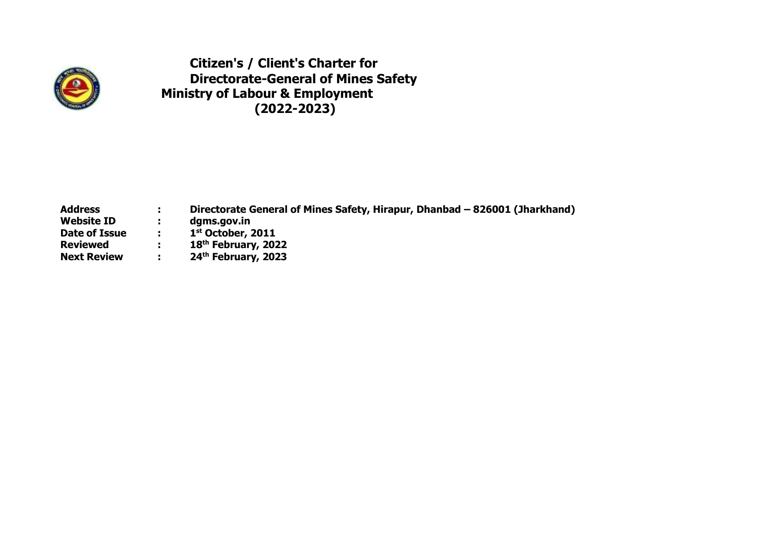# Citizen's / Client's Charter for Directorate-General of Mines Safety Ministry of Labour & Employment (2022-2023)

| | | |
|---|---|---|
| **Address** | **:** | **Directorate General of Mines Safety, Hirapur, Dhanbad – 826001 (Jharkhand)** |
| **Website ID** | **:** | **dgms.gov.in** |
| **Date of Issue** | **:** | **1st October, 2011** |
| **Reviewed** | **:** | **18th February, 2022** |
| **Next Review** | **:** | **24th February, 2023** |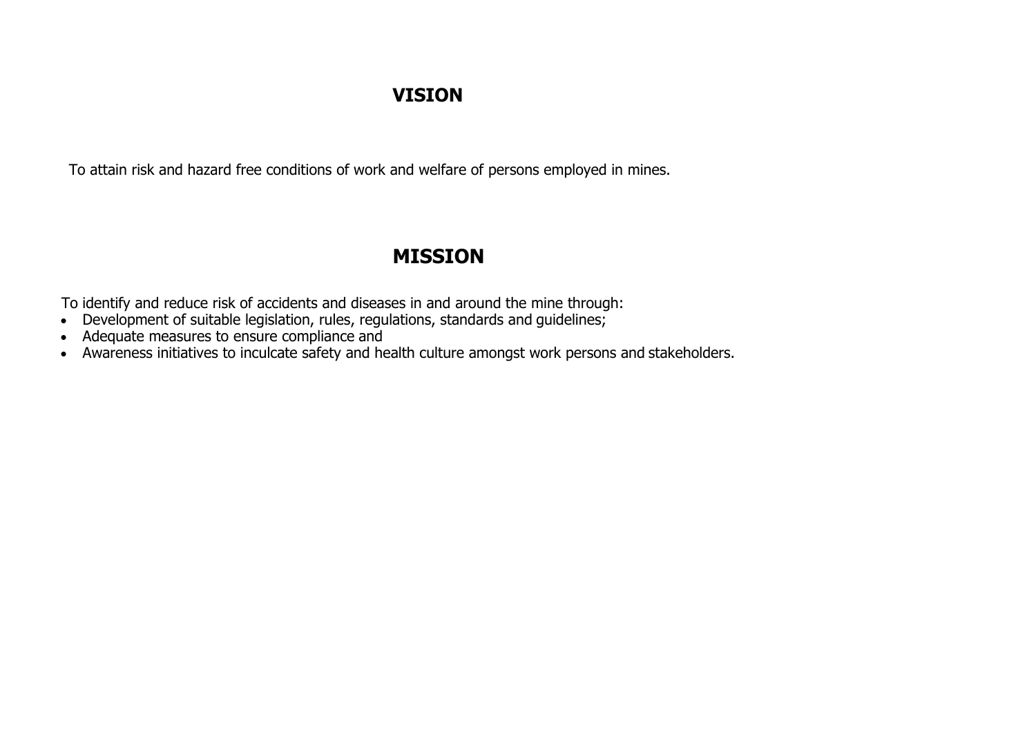# VISION

To attain risk and hazard free conditions of work and welfare of persons employed in mines.

# MISSION

To identify and reduce risk of accidents and diseases in and around the mine through:

- Development of suitable legislation, rules, regulations, standards and guidelines;
- Adequate measures to ensure compliance and
- Awareness initiatives to inculcate safety and health culture amongst work persons and stakeholders.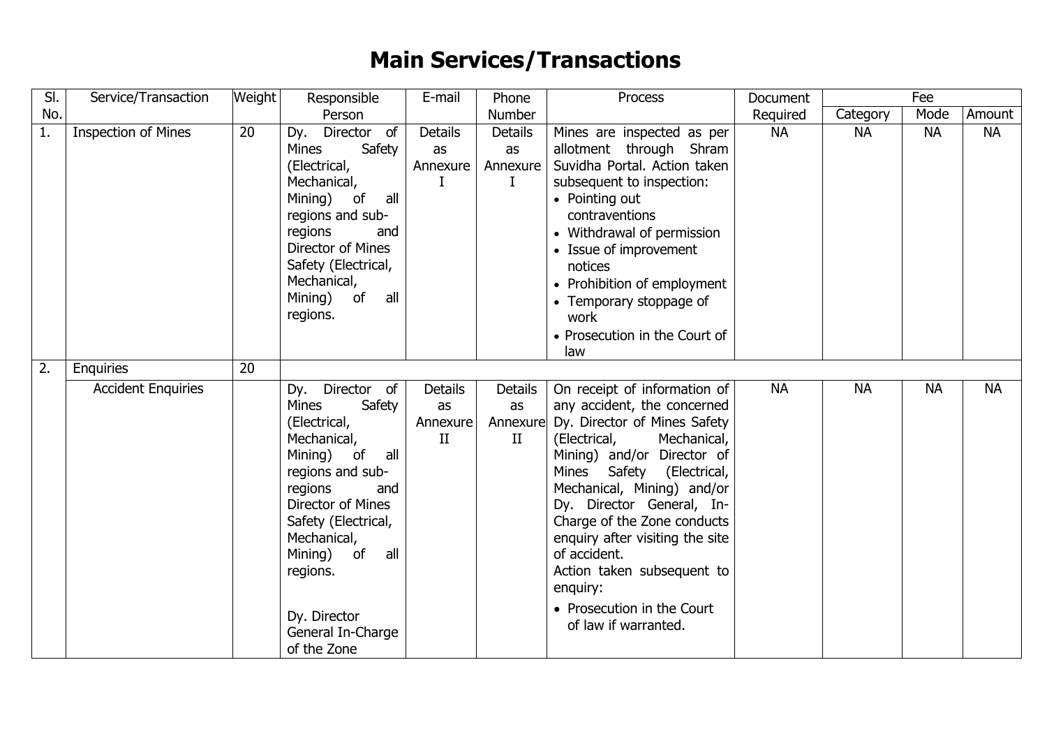# Main Services/Transactions

| Sl. No. | Service/Transaction | Weight | Responsible Person | E-mail | Phone Number | Process | Document Required | Fee | | |
|---|---|---|---|---|---|---|---|---|---|---|
| | | | | | | | | Category | Mode | Amount |
| 1. | Inspection of Mines | 20 | Dy. Director of Mines Safety (Electrical, Mechanical, Mining) of all regions and sub-regions and Director of Mines Safety (Electrical, Mechanical, Mining) of all regions. | Details as Annexure I | Details as Annexure I | Mines are inspected as per allotment through Shram Suvidha Portal. Action taken subsequent to inspection: <br>• Pointing out contraventions <br>• Withdrawal of permission <br>• Issue of improvement notices <br>• Prohibition of employment <br>• Temporary stoppage of work <br>• Prosecution in the Court of law | NA | NA | NA | NA |
| 2. | Enquiries | 20 | | | | | | | | |
| | Accident Enquiries | | Dy. Director of Mines Safety (Electrical, Mechanical, Mining) of all regions and sub-regions and Director of Mines Safety (Electrical, Mechanical, Mining) of all regions. <br><br>Dy. Director General In-Charge of the Zone | Details as Annexure II | Details as Annexure II | On receipt of information of any accident, the concerned Dy. Director of Mines Safety (Electrical, Mechanical, Mining) and/or Director of Mines Safety (Electrical, Mechanical, Mining) and/or Dy. Director General, In-Charge of the Zone conducts enquiry after visiting the site of accident. <br>Action taken subsequent to enquiry: <br>• Prosecution in the Court of law if warranted. | NA | NA | NA | NA |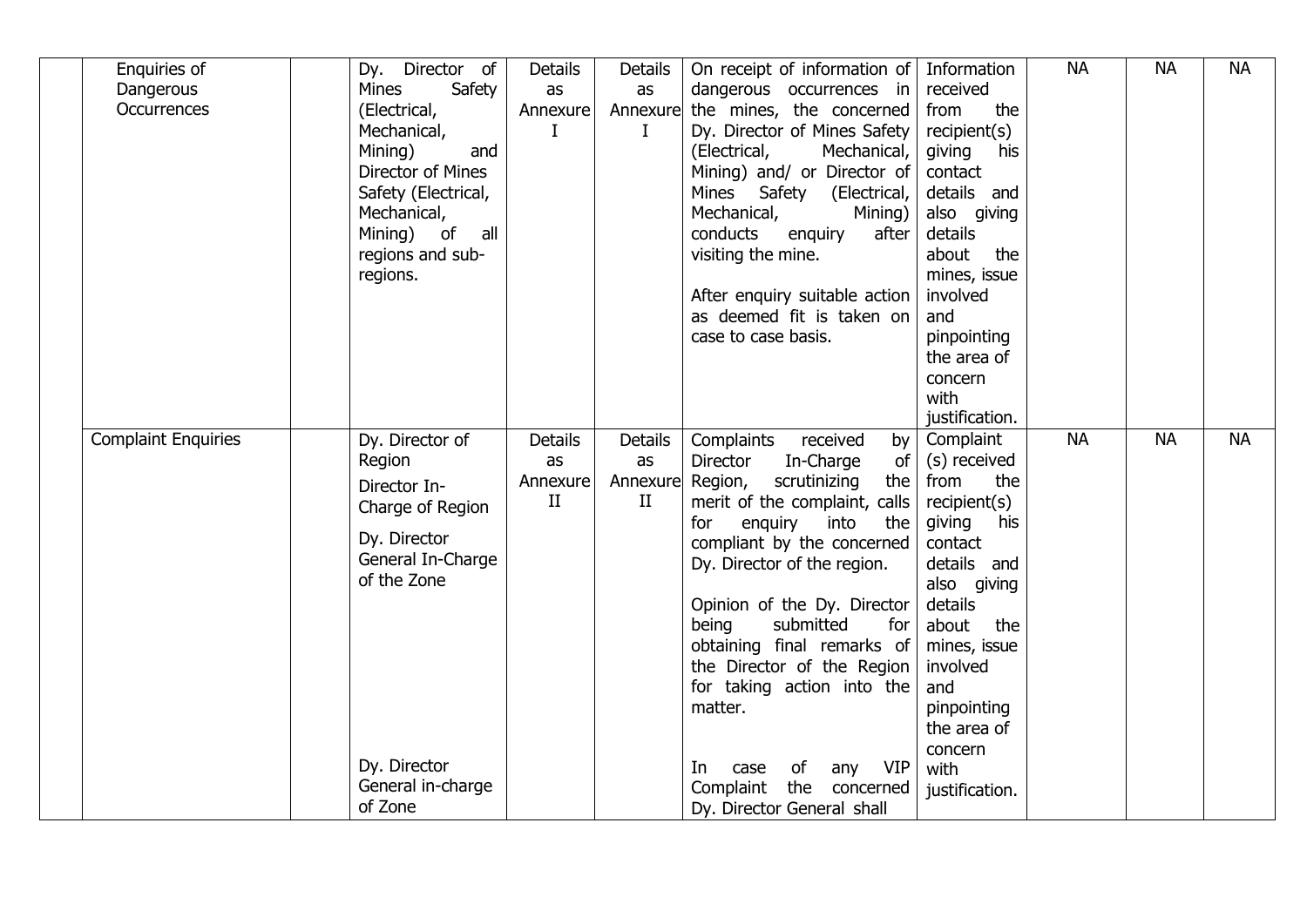| | | | | | | | | | | |
|---|---|---|---|---|---|---|---|---|---|---|
| | Enquiries of Dangerous Occurrences | | Dy. Director of Mines Safety (Electrical, Mechanical, Mining) and Director of Mines Safety (Electrical, Mechanical, Mining) of all regions and sub-regions. | Details as Annexure I | Details as Annexure I | On receipt of information of dangerous occurrences in the mines, the concerned Dy. Director of Mines Safety (Electrical, Mechanical, Mining) and/ or Director of Mines Safety (Electrical, Mechanical, Mining) conducts enquiry after visiting the mine.<br><br>After enquiry suitable action as deemed fit is taken on case to case basis. | Information received from the recipient(s) giving his contact details and also giving details about the mines, issue involved and pinpointing the area of concern with justification. | NA | NA | NA |
| | Complaint Enquiries | | Dy. Director of Region<br><br>Director In-Charge of Region<br><br>Dy. Director General In-Charge of the Zone<br><br>Dy. Director General in-charge of Zone | Details as Annexure II | Details as Annexure II | Complaints received by Director In-Charge of Region, scrutinizing the merit of the complaint, calls for enquiry into the compliant by the concerned Dy. Director of the region.<br><br>Opinion of the Dy. Director being submitted for obtaining final remarks of the Director of the Region for taking action into the matter.<br><br>In case of any VIP Complaint the concerned Dy. Director General shall | Complaint (s) received from the recipient(s) giving his contact details and also giving details about the mines, issue involved and pinpointing the area of concern with justification. | NA | NA | NA |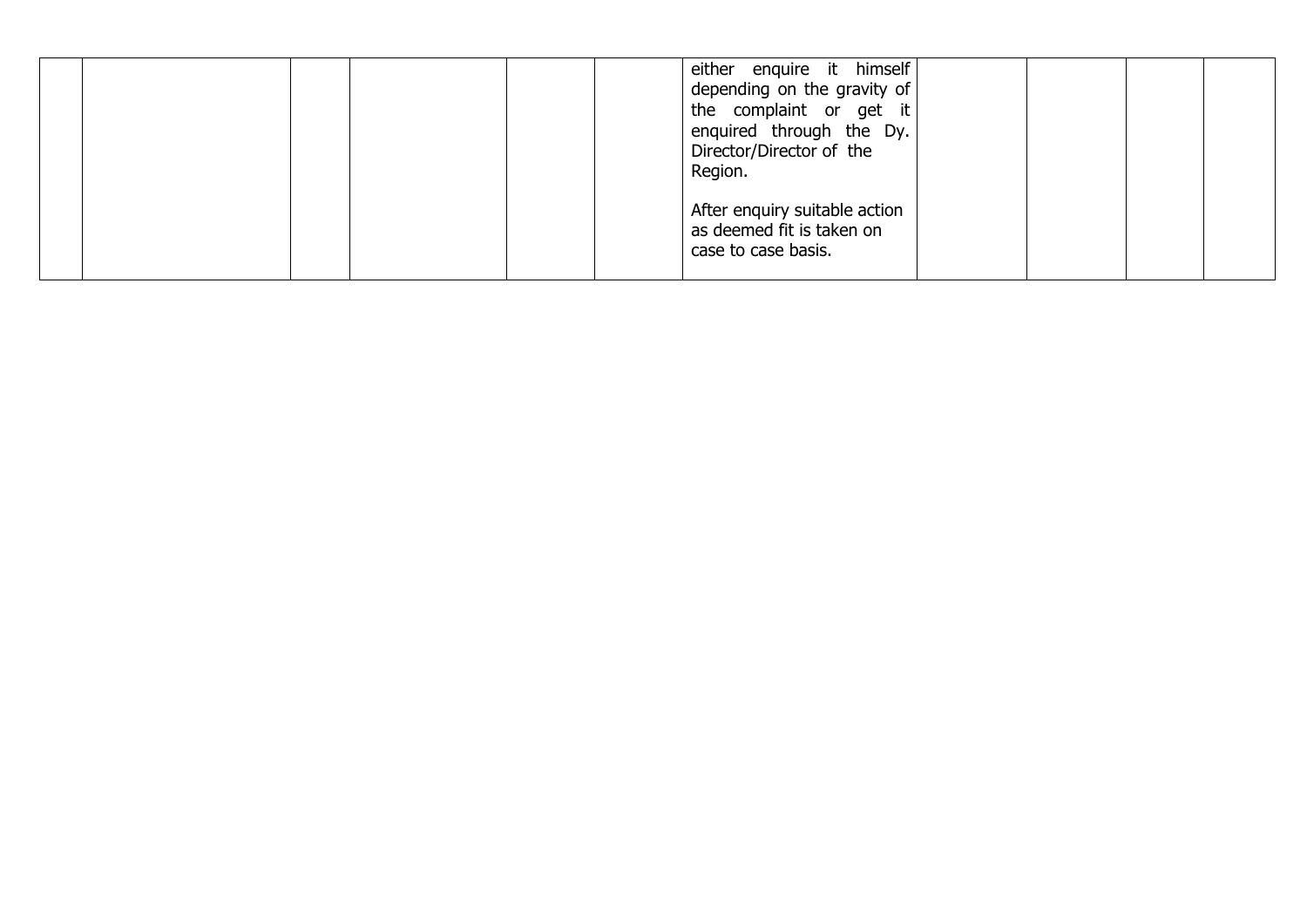|  |  |  |  |  |  |  |  |  |  |  |
|---|---|---|---|---|---|---|---|---|---|---|
|  |  |  |  |  |  | either enquire it himself depending on the gravity of the complaint or get it enquired through the Dy. Director/Director of the Region.<br><br>After enquiry suitable action as deemed fit is taken on case to case basis. |  |  |  |  |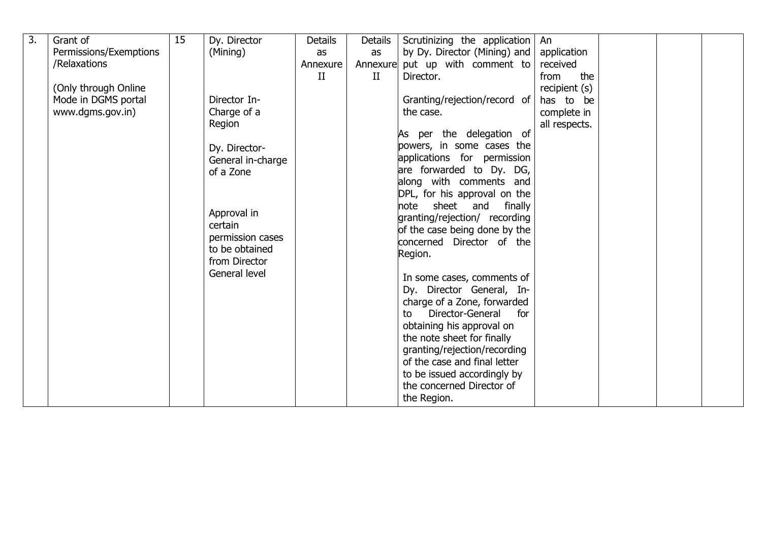| 3. | Grant of Permissions/Exemptions /Relaxations<br><br>(Only through Online Mode in DGMS portal www.dgms.gov.in) | 15 | Dy. Director (Mining)<br><br>Director In-Charge of a Region<br><br>Dy. Director-General in-charge of a Zone<br><br>Approval in certain permission cases to be obtained from Director General level | Details as Annexure II | Details as Annexure II | Scrutinizing the application by Dy. Director (Mining) and put up with comment to Director.<br><br>Granting/rejection/record of the case.<br><br>As per the delegation of powers, in some cases the applications for permission are forwarded to Dy. DG, along with comments and DPL, for his approval on the note sheet and finally granting/rejection/ recording of the case being done by the concerned Director of the Region.<br><br>In some cases, comments of Dy. Director General, In-charge of a Zone, forwarded to Director-General for obtaining his approval on the note sheet for finally granting/rejection/recording of the case and final letter to be issued accordingly by the concerned Director of the Region. | An application received from the recipient (s) has to be complete in all respects. | | | |
|---|---|---|---|---|---|---|---|---|---|---|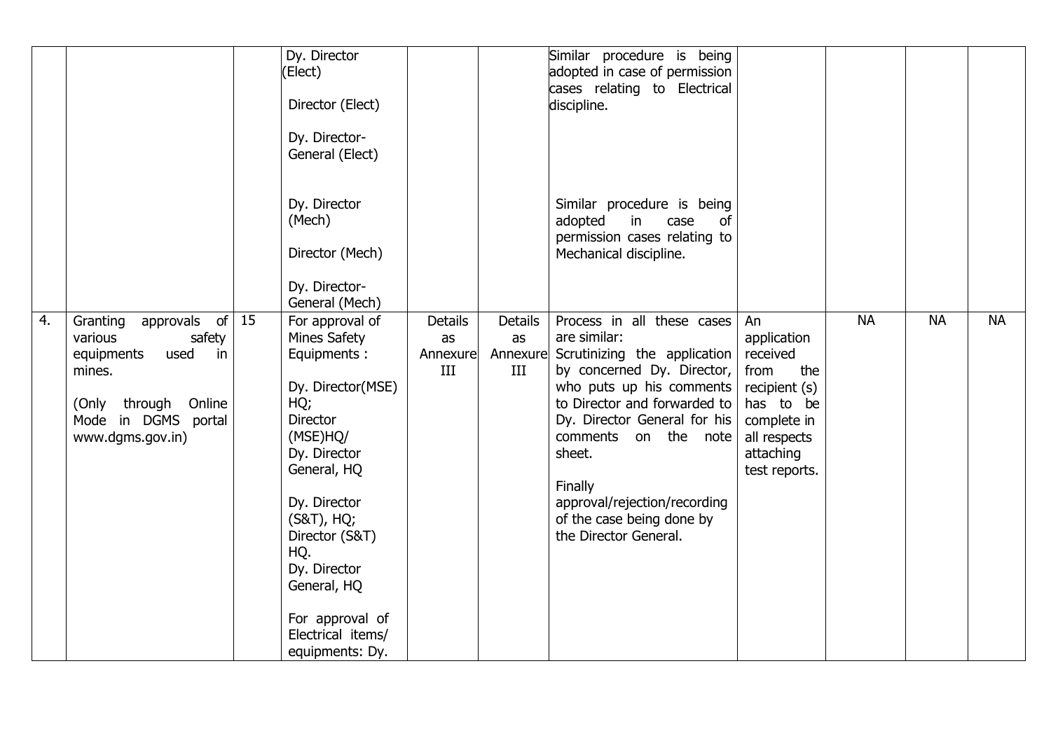| | | | | | | | | | | |
|---|---|---|---|---|---|---|---|---|---|---|
| | | | Dy. Director (Elect)<br><br>Director (Elect)<br><br>Dy. Director-General (Elect)<br><br>Dy. Director (Mech)<br><br>Director (Mech)<br><br>Dy. Director-General (Mech) | | | Similar procedure is being adopted in case of permission cases relating to Electrical discipline.<br><br>Similar procedure is being adopted in case of permission cases relating to Mechanical discipline. | | | | |
| 4. | Granting approvals of various safety equipments used in mines.<br><br>(Only through Online Mode in DGMS portal www.dgms.gov.in) | 15 | For approval of Mines Safety Equipments :<br><br>Dy. Director(MSE) HQ;<br>Director (MSE)HQ/<br>Dy. Director General, HQ<br><br>Dy. Director (S&T), HQ;<br>Director (S&T) HQ.<br>Dy. Director General, HQ<br><br>For approval of Electrical items/ equipments: Dy. | Details as Annexure III | Details as Annexure III | Process in all these cases are similar:<br>Scrutinizing the application by concerned Dy. Director, who puts up his comments to Director and forwarded to Dy. Director General for his comments on the note sheet.<br><br>Finally approval/rejection/recording of the case being done by the Director General. | An application received from the recipient (s) has to be complete in all respects attaching test reports. | NA | NA | NA |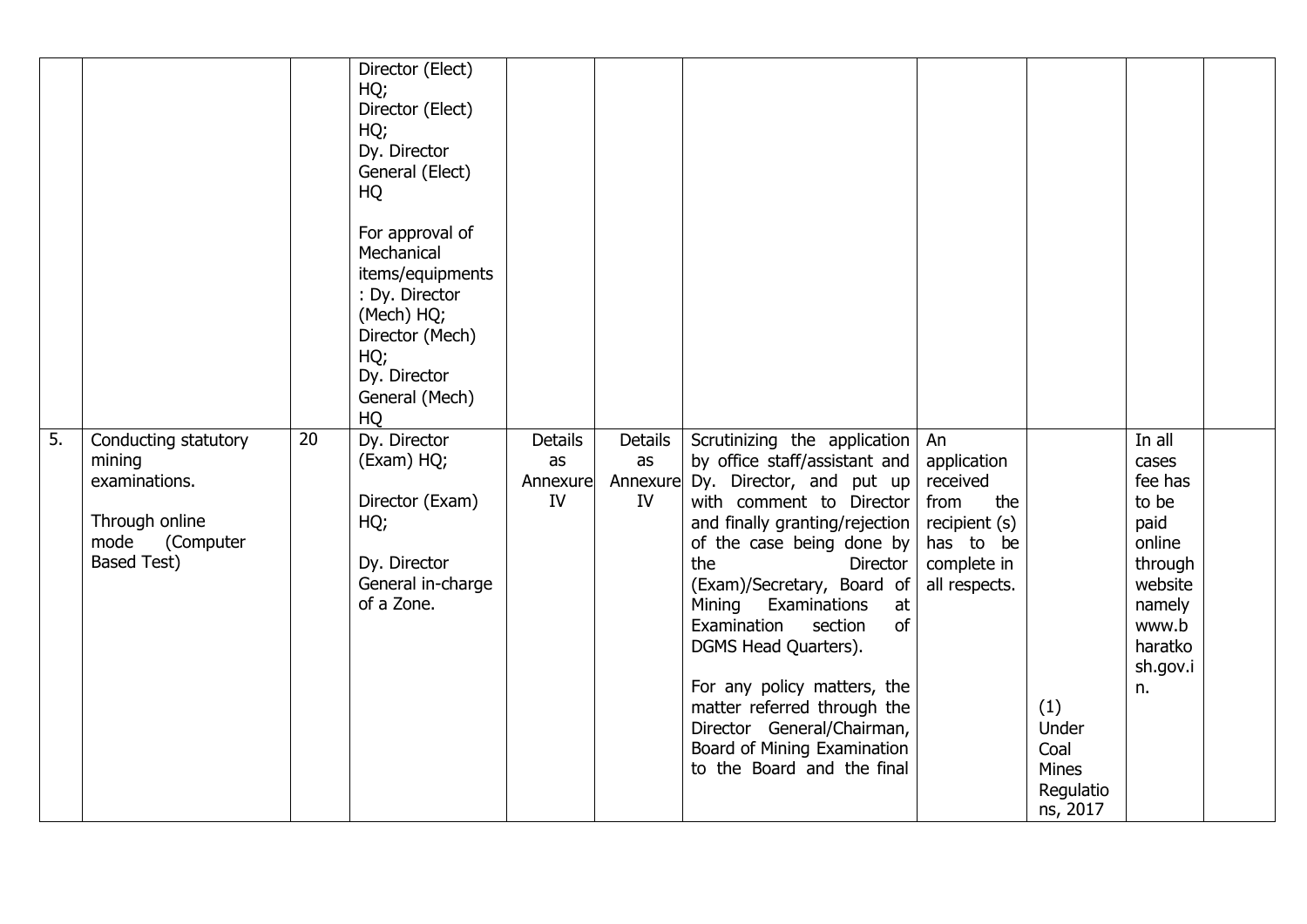| | | | | | | | | | | |
|---|---|---|---|---|---|---|---|---|---|---|
| | | | Director (Elect) HQ;<br>Director (Elect) HQ;<br>Dy. Director General (Elect) HQ<br><br>For approval of Mechanical items/equipments : Dy. Director (Mech) HQ;<br>Director (Mech) HQ;<br>Dy. Director General (Mech) HQ | | | | | | | |
| 5. | Conducting statutory mining examinations.<br><br>Through online mode (Computer Based Test) | 20 | Dy. Director (Exam) HQ;<br><br>Director (Exam) HQ;<br><br>Dy. Director General in-charge of a Zone. | Details as Annexure IV | Details as Annexure IV | Scrutinizing the application by office staff/assistant and Dy. Director, and put up with comment to Director and finally granting/rejection of the case being done by the Director (Exam)/Secretary, Board of Mining Examinations at Examination section of DGMS Head Quarters).<br><br>For any policy matters, the matter referred through the Director General/Chairman, Board of Mining Examination to the Board and the final | An application received from the recipient (s) has to be complete in all respects. | (1) Under Coal Mines Regulations, 2017 | In all cases fee has to be paid online through website namely www.bharatkosh.gov.in. | |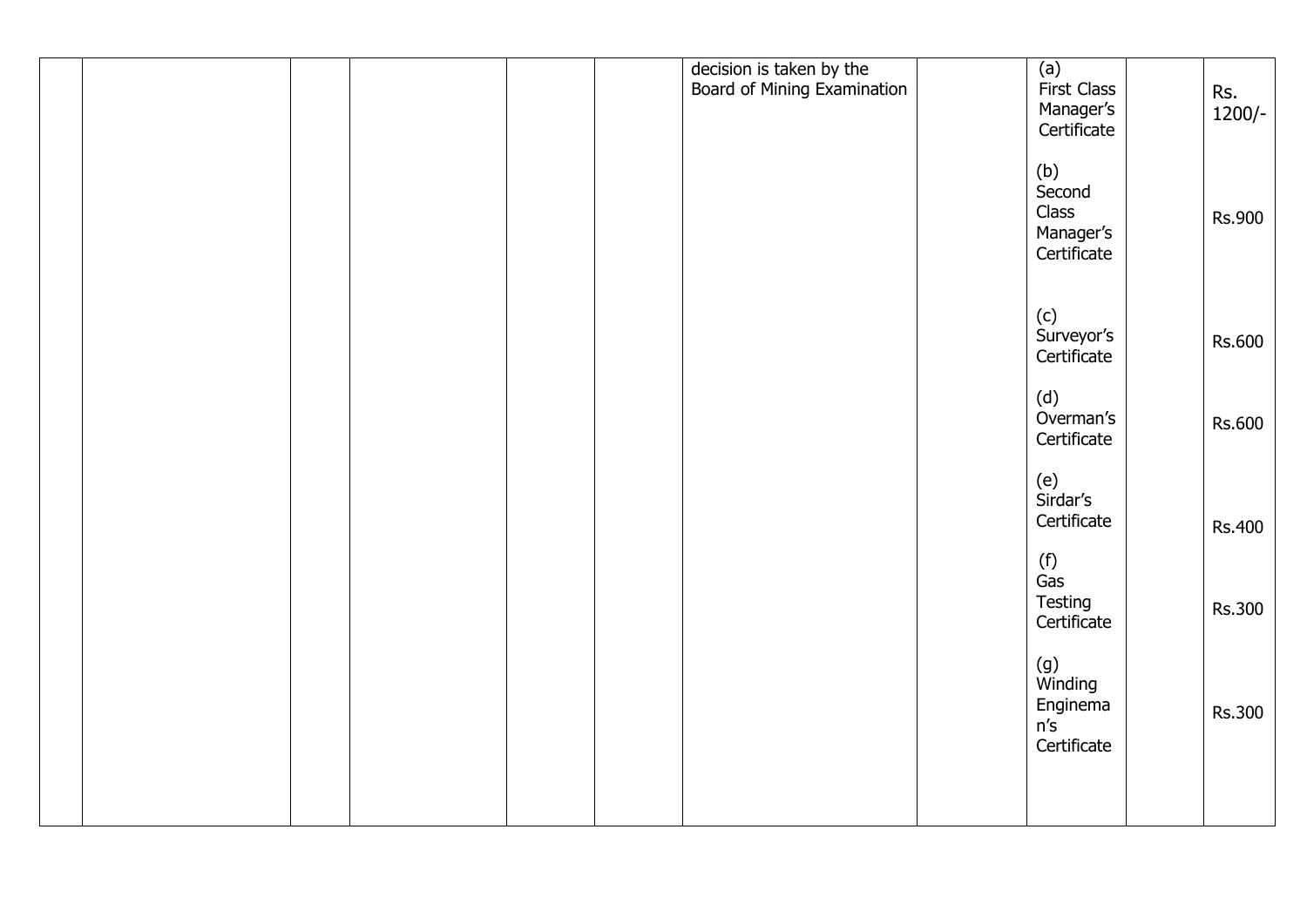|  |  |  |  |  |  |  |  |  |  |  |
|---|---|---|---|---|---|---|---|---|---|---|
|  |  |  |  |  |  | decision is taken by the Board of Mining Examination |  | (a) First Class Manager's Certificate |  | Rs. 1200/- |
|  |  |  |  |  |  |  |  | (b) Second Class Manager's Certificate |  | Rs.900 |
|  |  |  |  |  |  |  |  | (c) Surveyor's Certificate |  | Rs.600 |
|  |  |  |  |  |  |  |  | (d) Overman's Certificate |  | Rs.600 |
|  |  |  |  |  |  |  |  | (e) Sirdar's Certificate |  | Rs.400 |
|  |  |  |  |  |  |  |  | (f) Gas Testing Certificate |  | Rs.300 |
|  |  |  |  |  |  |  |  | (g) Winding Engineman's Certificate |  | Rs.300 |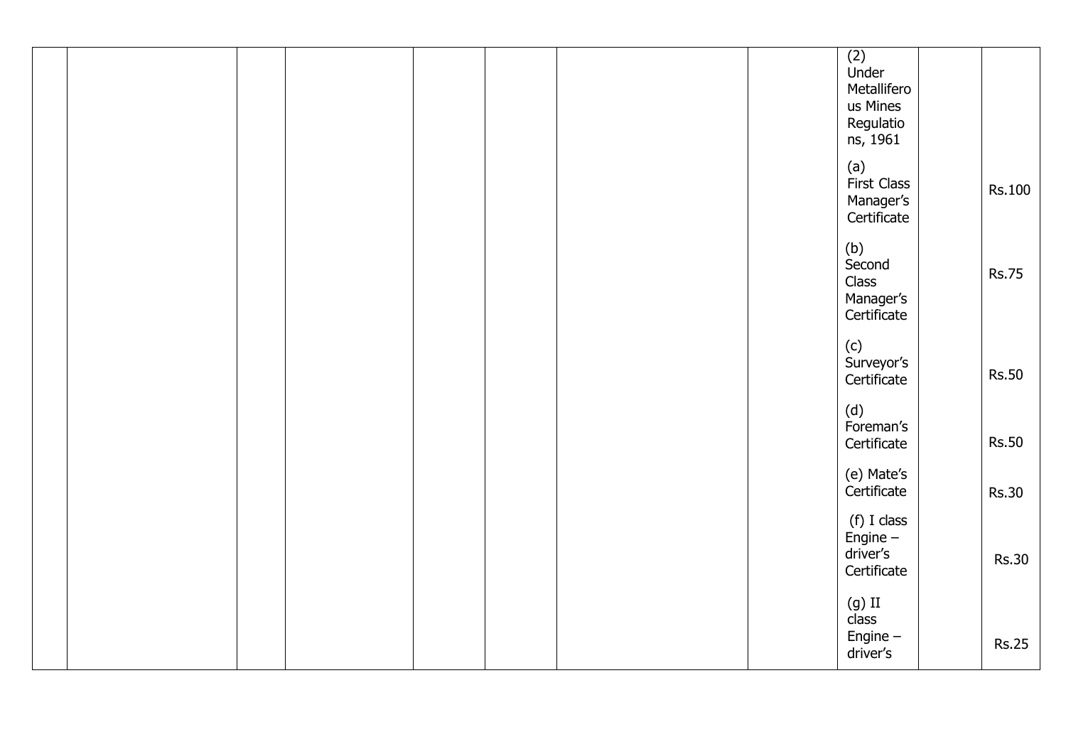| | | | | | | | | | | |
|---|---|---|---|---|---|---|---|---|---|---|
| | | | | | | | | (2) Under Metalliferous Mines Regulations, 1961 | | |
| | | | | | | | | (a) First Class Manager's Certificate | | Rs.100 |
| | | | | | | | | (b) Second Class Manager's Certificate | | Rs.75 |
| | | | | | | | | (c) Surveyor's Certificate | | Rs.50 |
| | | | | | | | | (d) Foreman's Certificate | | Rs.50 |
| | | | | | | | | (e) Mate's Certificate | | Rs.30 |
| | | | | | | | | (f) I class Engine – driver's Certificate | | Rs.30 |
| | | | | | | | | (g) II class Engine – driver's | | Rs.25 |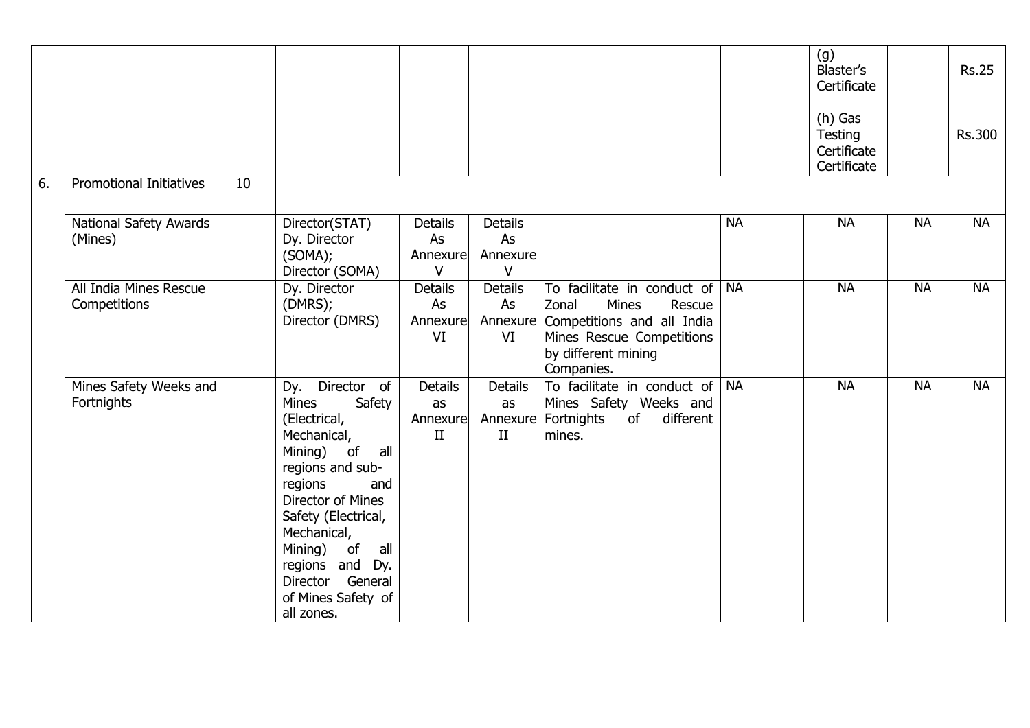| | | | | | | | | | | |
|---|---|---|---|---|---|---|---|---|---|---|
| | | | | | | | | (g) Blaster's Certificate<br><br>(h) Gas Testing Certificate Certificate | | Rs.25<br><br>Rs.300 |
| 6. | Promotional Initiatives | 10 | | | | | | | | |
| | National Safety Awards (Mines) | | Director(STAT) Dy. Director (SOMA); Director (SOMA) | Details As Annexure V | Details As Annexure V | | NA | NA | NA | NA |
| | All India Mines Rescue Competitions | | Dy. Director (DMRS); Director (DMRS) | Details As Annexure VI | Details As Annexure VI | To facilitate in conduct of Zonal Mines Rescue Competitions and all India Mines Rescue Competitions by different mining Companies. | NA | NA | NA | NA |
| | Mines Safety Weeks and Fortnights | | Dy. Director of Mines Safety (Electrical, Mechanical, Mining) of all regions and sub-regions and Director of Mines Safety (Electrical, Mechanical, Mining) of all regions and Dy. Director General of Mines Safety of all zones. | Details as Annexure II | Details as Annexure II | To facilitate in conduct of Mines Safety Weeks and Fortnights of different mines. | NA | NA | NA | NA |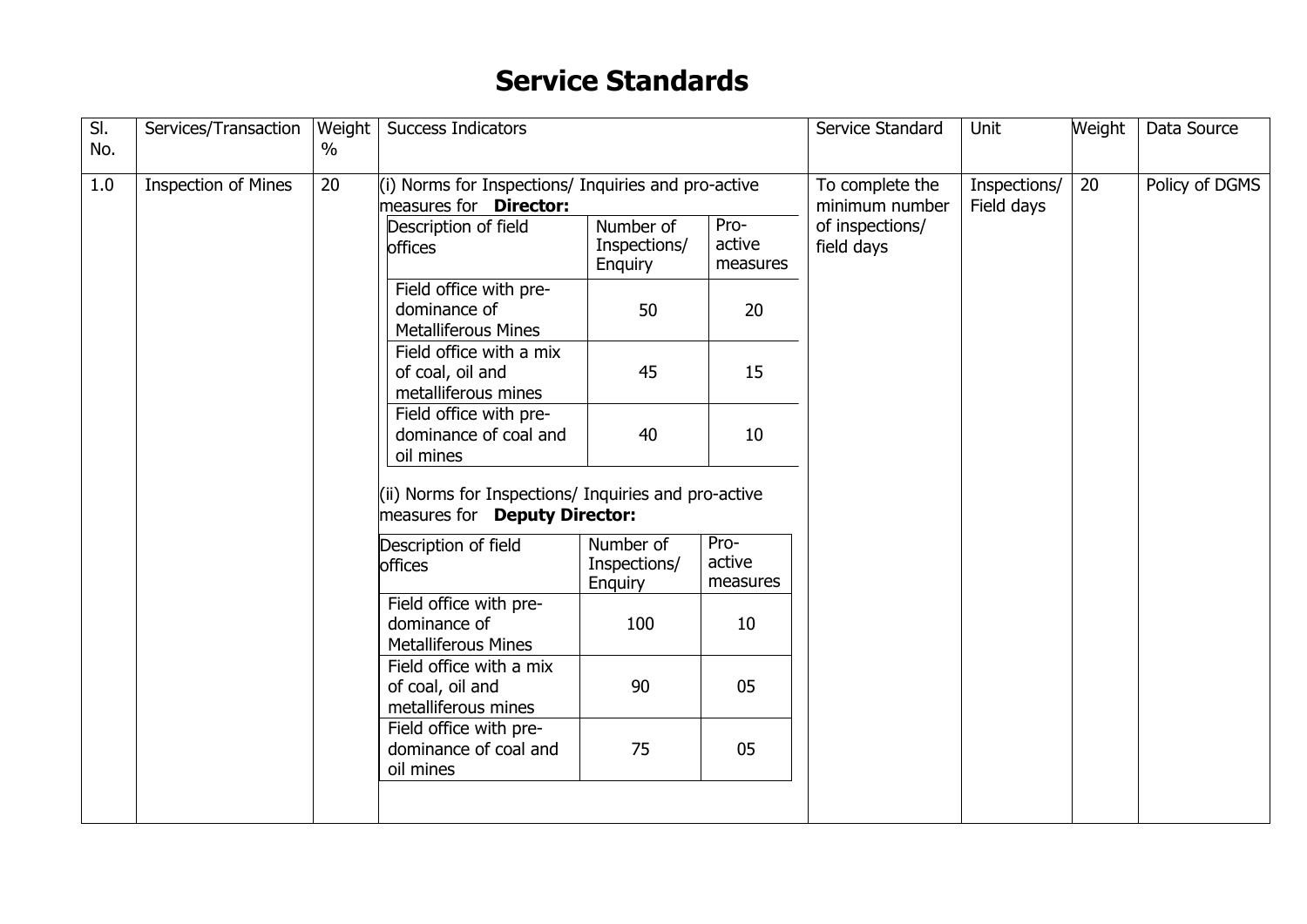# Service Standards

| Sl. No. | Services/Transaction | Weight % | Success Indicators | Service Standard | Unit | Weight | Data Source |
|---|---|---|---|---|---|---|---|
| 1.0 | Inspection of Mines | 20 | (i) Norms for Inspections/ Inquiries and pro-active measures for **Director:** | To complete the minimum number of inspections/ field days | Inspections/ Field days | 20 | Policy of DGMS |

(i) Norms for Inspections/ Inquiries and pro-active measures for **Director:**

| Description of field offices | Number of Inspections/ Enquiry | Pro-active measures |
|---|---|---|
| Field office with pre-dominance of Metalliferous Mines | 50 | 20 |
| Field office with a mix of coal, oil and metalliferous mines | 45 | 15 |
| Field office with pre-dominance of coal and oil mines | 40 | 10 |

(ii) Norms for Inspections/ Inquiries and pro-active measures for **Deputy Director:**

| Description of field offices | Number of Inspections/ Enquiry | Pro-active measures |
|---|---|---|
| Field office with pre-dominance of Metalliferous Mines | 100 | 10 |
| Field office with a mix of coal, oil and metalliferous mines | 90 | 05 |
| Field office with pre-dominance of coal and oil mines | 75 | 05 |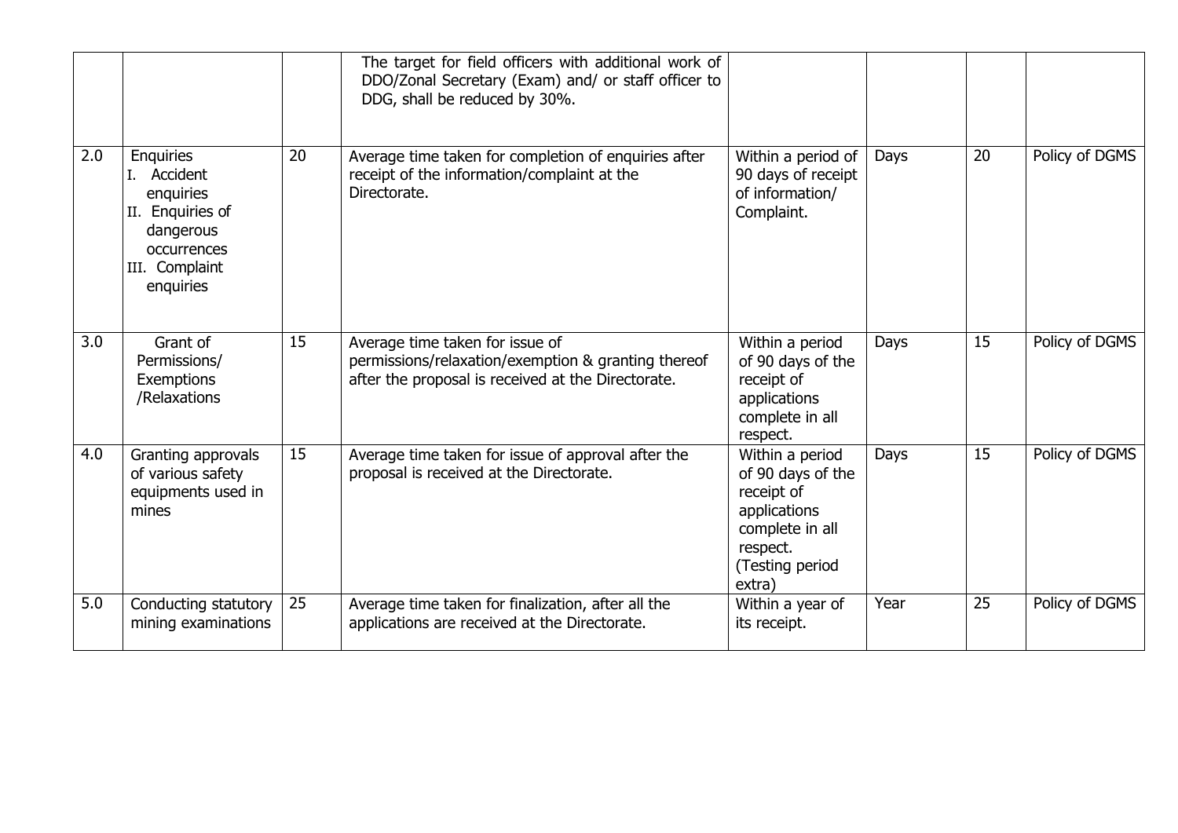| | | | | | | | |
|---|---|---|---|---|---|---|---|
| | | | The target for field officers with additional work of DDO/Zonal Secretary (Exam) and/ or staff officer to DDG, shall be reduced by 30%. | | | | |
| 2.0 | Enquiries<br>I. Accident enquiries<br>II. Enquiries of dangerous occurrences<br>III. Complaint enquiries | 20 | Average time taken for completion of enquiries after receipt of the information/complaint at the Directorate. | Within a period of 90 days of receipt of information/ Complaint. | Days | 20 | Policy of DGMS |
| 3.0 | Grant of Permissions/ Exemptions /Relaxations | 15 | Average time taken for issue of permissions/relaxation/exemption & granting thereof after the proposal is received at the Directorate. | Within a period of 90 days of the receipt of applications complete in all respect. | Days | 15 | Policy of DGMS |
| 4.0 | Granting approvals of various safety equipments used in mines | 15 | Average time taken for issue of approval after the proposal is received at the Directorate. | Within a period of 90 days of the receipt of applications complete in all respect. (Testing period extra) | Days | 15 | Policy of DGMS |
| 5.0 | Conducting statutory mining examinations | 25 | Average time taken for finalization, after all the applications are received at the Directorate. | Within a year of its receipt. | Year | 25 | Policy of DGMS |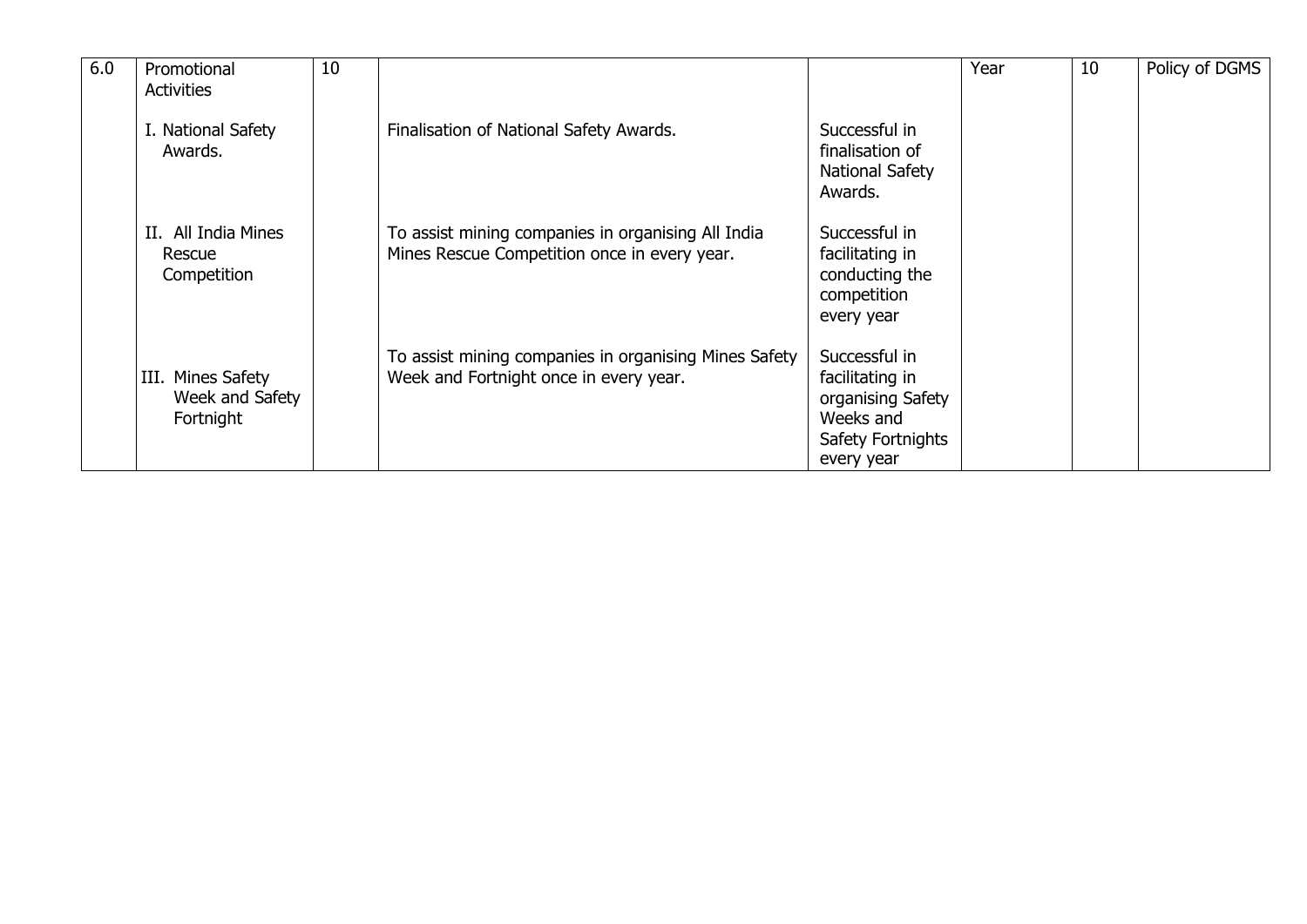| 6.0 | Promotional Activities | 10 | | | Year | 10 | Policy of DGMS |
|---|---|---|---|---|---|---|---|
| | I. National Safety Awards. | | Finalisation of National Safety Awards. | Successful in finalisation of National Safety Awards. | | | |
| | II. All India Mines Rescue Competition | | To assist mining companies in organising All India Mines Rescue Competition once in every year. | Successful in facilitating in conducting the competition every year | | | |
| | III. Mines Safety Week and Safety Fortnight | | To assist mining companies in organising Mines Safety Week and Fortnight once in every year. | Successful in facilitating in organising Safety Weeks and Safety Fortnights every year | | | |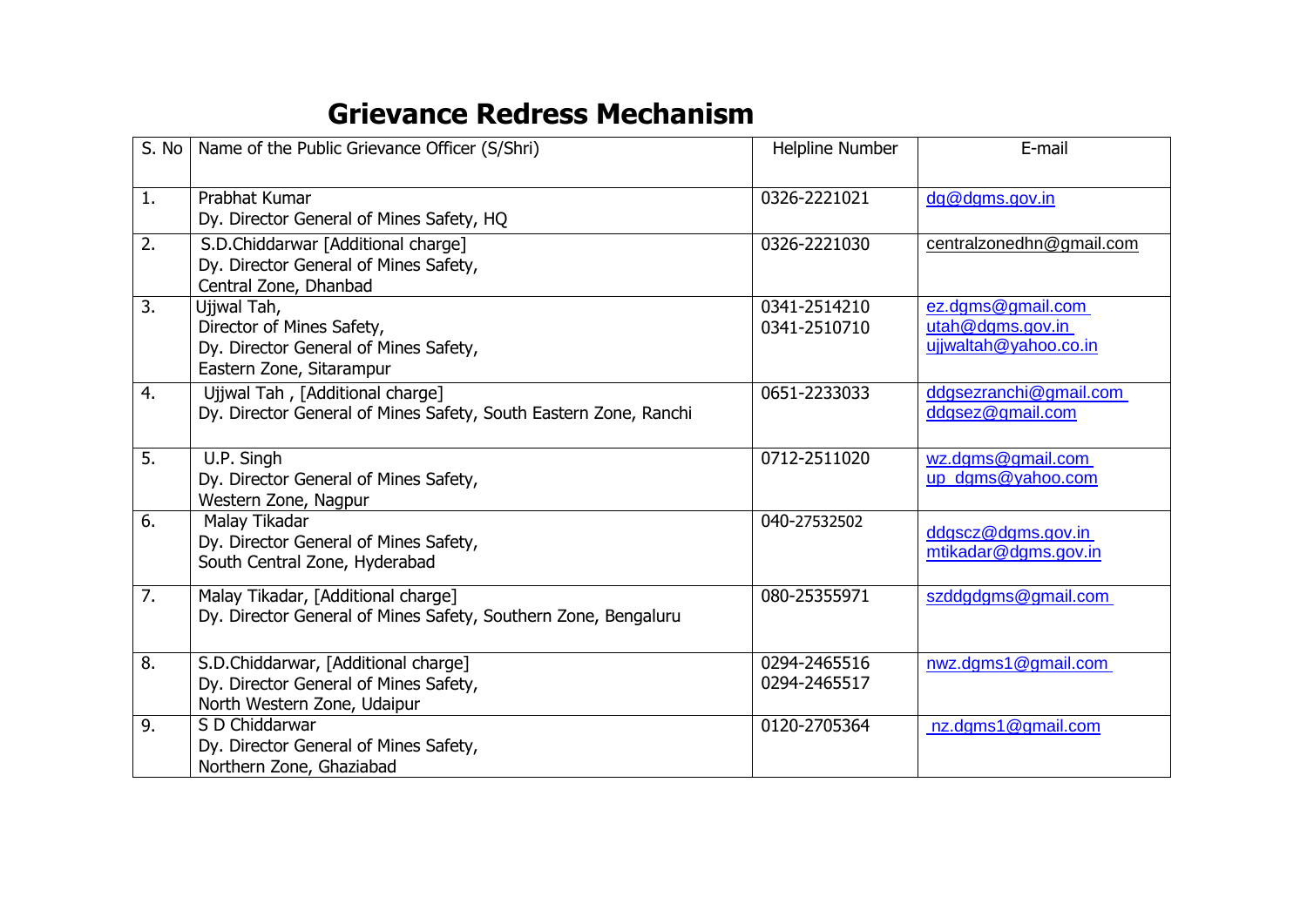# Grievance Redress Mechanism

| S. No | Name of the Public Grievance Officer (S/Shri) | Helpline Number | E-mail |
|---|---|---|---|
| 1. | Prabhat Kumar<br>Dy. Director General of Mines Safety, HQ | 0326-2221021 | dg@dgms.gov.in |
| 2. | S.D.Chiddarwar [Additional charge]<br>Dy. Director General of Mines Safety,<br>Central Zone, Dhanbad | 0326-2221030 | centralzonedhn@gmail.com |
| 3. | Ujjwal Tah,<br>Director of Mines Safety,<br>Dy. Director General of Mines Safety,<br>Eastern Zone, Sitarampur | 0341-2514210<br>0341-2510710 | ez.dgms@gmail.com<br>utah@dgms.gov.in<br>ujjwaltah@yahoo.co.in |
| 4. | Ujjwal Tah , [Additional charge]<br>Dy. Director General of Mines Safety, South Eastern Zone, Ranchi | 0651-2233033 | ddgsezranchi@gmail.com<br>ddgsez@gmail.com |
| 5. | U.P. Singh<br>Dy. Director General of Mines Safety,<br>Western Zone, Nagpur | 0712-2511020 | wz.dgms@gmail.com<br>up_dgms@yahoo.com |
| 6. | Malay Tikadar<br>Dy. Director General of Mines Safety,<br>South Central Zone, Hyderabad | 040-27532502 | ddgscz@dgms.gov.in<br>mtikadar@dgms.gov.in |
| 7. | Malay Tikadar, [Additional charge]<br>Dy. Director General of Mines Safety, Southern Zone, Bengaluru | 080-25355971 | szddgdgms@gmail.com |
| 8. | S.D.Chiddarwar, [Additional charge]<br>Dy. Director General of Mines Safety,<br>North Western Zone, Udaipur | 0294-2465516<br>0294-2465517 | nwz.dgms1@gmail.com |
| 9. | S D Chiddarwar<br>Dy. Director General of Mines Safety,<br>Northern Zone, Ghaziabad | 0120-2705364 | nz.dgms1@gmail.com |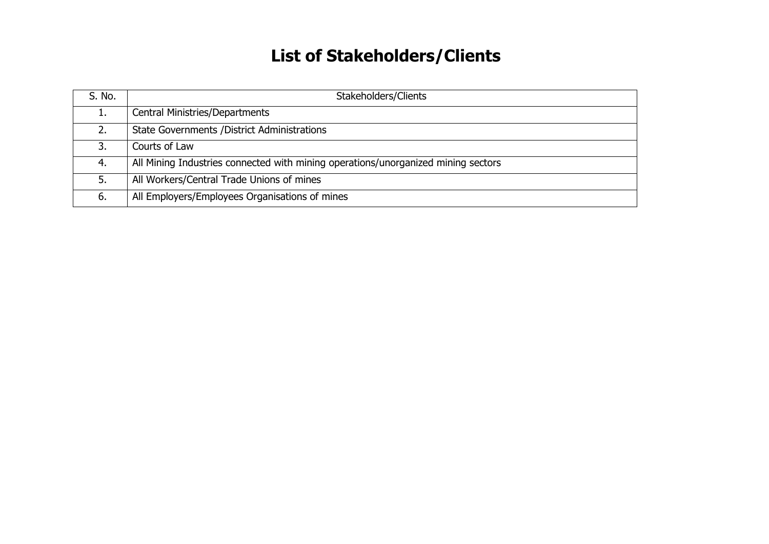# List of Stakeholders/Clients

| S. No. | Stakeholders/Clients |
|---|---|
| 1. | Central Ministries/Departments |
| 2. | State Governments /District Administrations |
| 3. | Courts of Law |
| 4. | All Mining Industries connected with mining operations/unorganized mining sectors |
| 5. | All Workers/Central Trade Unions of mines |
| 6. | All Employers/Employees Organisations of mines |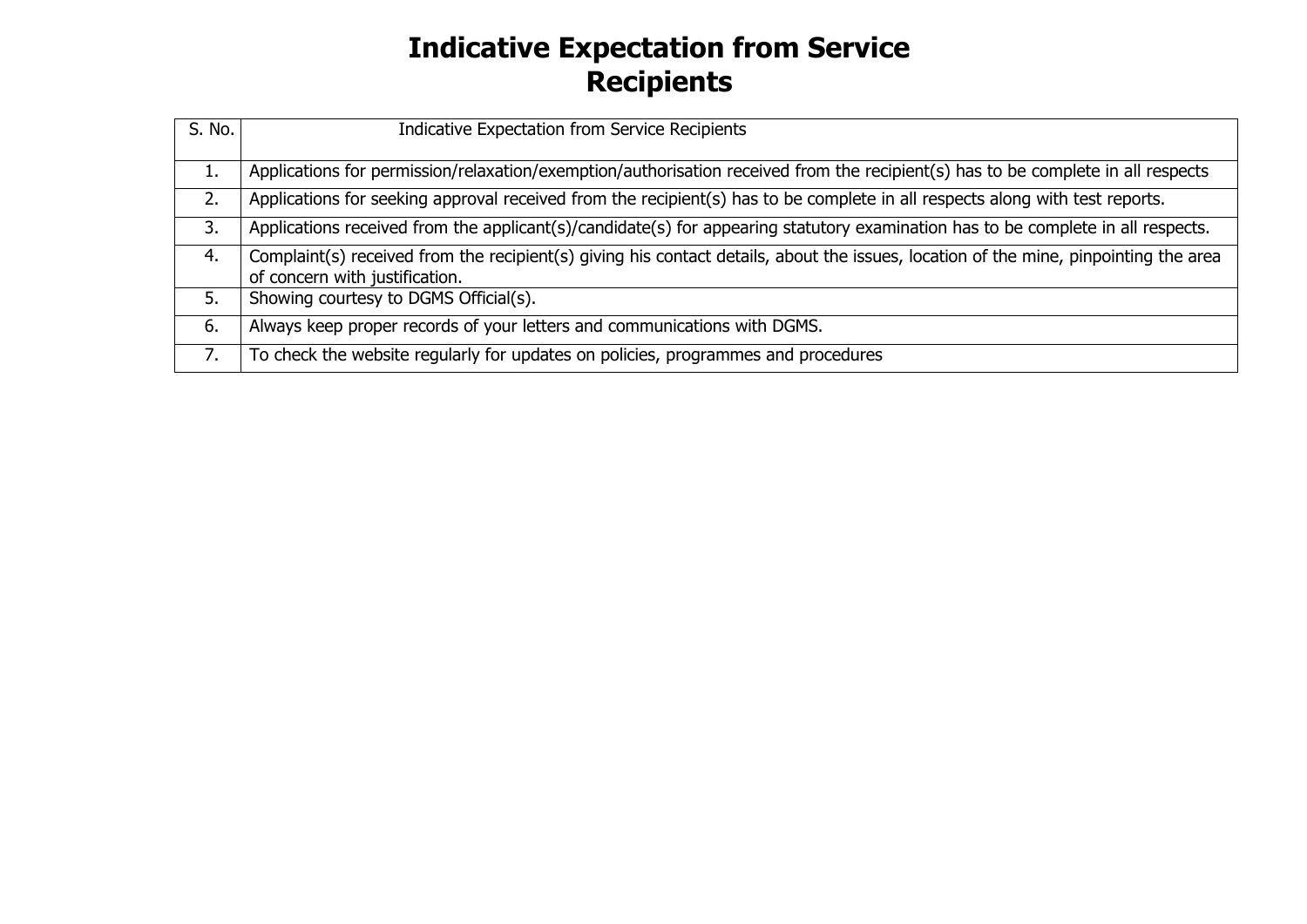# Indicative Expectation from Service Recipients

| S. No. | Indicative Expectation from Service Recipients |
|---|---|
| 1. | Applications for permission/relaxation/exemption/authorisation received from the recipient(s) has to be complete in all respects |
| 2. | Applications for seeking approval received from the recipient(s) has to be complete in all respects along with test reports. |
| 3. | Applications received from the applicant(s)/candidate(s) for appearing statutory examination has to be complete in all respects. |
| 4. | Complaint(s) received from the recipient(s) giving his contact details, about the issues, location of the mine, pinpointing the area of concern with justification. |
| 5. | Showing courtesy to DGMS Official(s). |
| 6. | Always keep proper records of your letters and communications with DGMS. |
| 7. | To check the website regularly for updates on policies, programmes and procedures |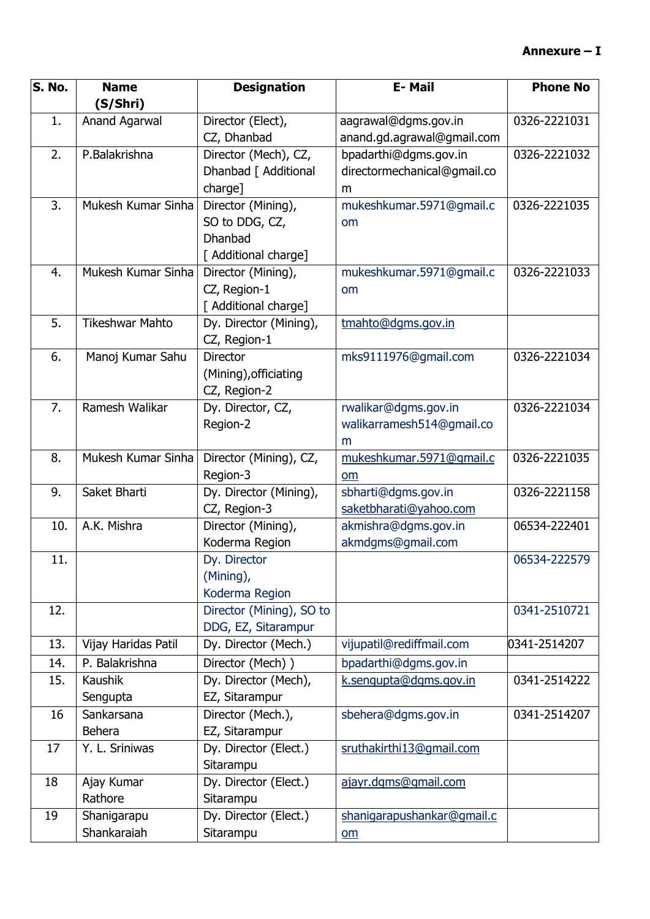**Annexure – I**

| S. No. | Name (S/Shri) | Designation | E- Mail | Phone No |
|---|---|---|---|---|
| 1. | Anand Agarwal | Director (Elect), CZ, Dhanbad | aagrawal@dgms.gov.in anand.gd.agrawal@gmail.com | 0326-2221031 |
| 2. | P.Balakrishna | Director (Mech), CZ, Dhanbad [ Additional charge] | bpadarthi@dgms.gov.in directormechanical@gmail.com | 0326-2221032 |
| 3. | Mukesh Kumar Sinha | Director (Mining), SO to DDG, CZ, Dhanbad [ Additional charge] | mukeshkumar.5971@gmail.com | 0326-2221035 |
| 4. | Mukesh Kumar Sinha | Director (Mining), CZ, Region-1 [ Additional charge] | mukeshkumar.5971@gmail.com | 0326-2221033 |
| 5. | Tikeshwar Mahto | Dy. Director (Mining), CZ, Region-1 | tmahto@dgms.gov.in | |
| 6. | Manoj Kumar Sahu | Director (Mining),officiating CZ, Region-2 | mks9111976@gmail.com | 0326-2221034 |
| 7. | Ramesh Walikar | Dy. Director, CZ, Region-2 | rwalikar@dgms.gov.in walikarramesh514@gmail.com | 0326-2221034 |
| 8. | Mukesh Kumar Sinha | Director (Mining), CZ, Region-3 | mukeshkumar.5971@gmail.com | 0326-2221035 |
| 9. | Saket Bharti | Dy. Director (Mining), CZ, Region-3 | sbharti@dgms.gov.in saketbharati@yahoo.com | 0326-2221158 |
| 10. | A.K. Mishra | Director (Mining), Koderma Region | akmishra@dgms.gov.in akmdgms@gmail.com | 06534-222401 |
| 11. | | Dy. Director (Mining), Koderma Region | | 06534-222579 |
| 12. | | Director (Mining), SO to DDG, EZ, Sitarampur | | 0341-2510721 |
| 13. | Vijay Haridas Patil | Dy. Director (Mech.) | vijupatil@rediffmail.com | 0341-2514207 |
| 14. | P. Balakrishna | Director (Mech) ) | bpadarthi@dgms.gov.in | |
| 15. | Kaushik Sengupta | Dy. Director (Mech), EZ, Sitarampur | k.sengupta@dgms.gov.in | 0341-2514222 |
| 16 | Sankarsana Behera | Director (Mech.), EZ, Sitarampur | sbehera@dgms.gov.in | 0341-2514207 |
| 17 | Y. L. Sriniwas | Dy. Director (Elect.) Sitarampu | sruthakirthi13@gmail.com | |
| 18 | Ajay Kumar Rathore | Dy. Director (Elect.) Sitarampu | ajayr.dgms@gmail.com | |
| 19 | Shanigarapu Shankaraiah | Dy. Director (Elect.) Sitarampu | shanigarapushankar@gmail.com | |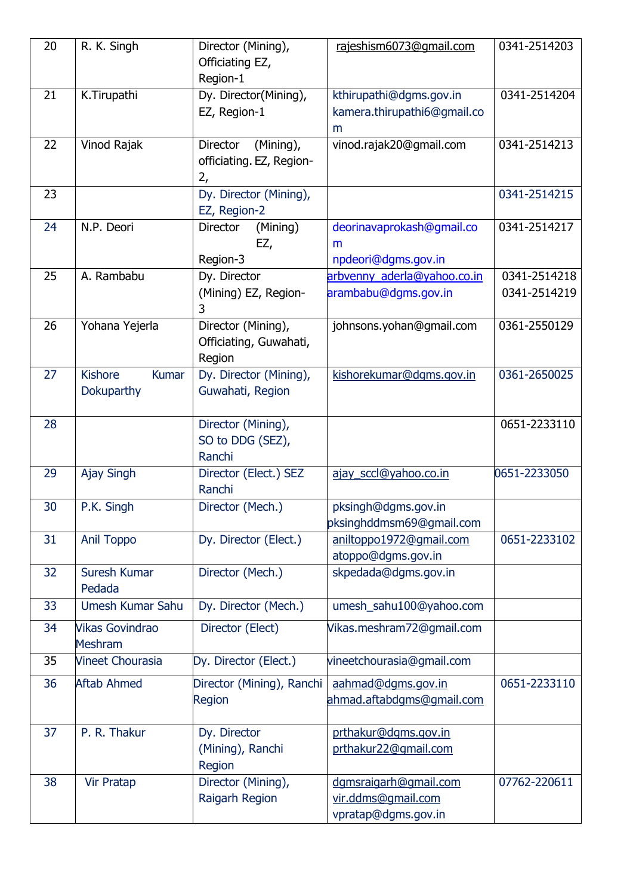| 20 | R. K. Singh | Director (Mining), Officiating EZ, Region-1 | rajeshism6073@gmail.com | 0341-2514203 |
|---|---|---|---|---|
| 21 | K.Tirupathi | Dy. Director(Mining), EZ, Region-1 | kthirupathi@dgms.gov.in kamera.thirupathi6@gmail.com | 0341-2514204 |
| 22 | Vinod Rajak | Director (Mining), officiating. EZ, Region-2, | vinod.rajak20@gmail.com | 0341-2514213 |
| 23 | | Dy. Director (Mining), EZ, Region-2 | | 0341-2514215 |
| 24 | N.P. Deori | Director (Mining) EZ, Region-3 | deorinavaprokash@gmail.com npdeori@dgms.gov.in | 0341-2514217 |
| 25 | A. Rambabu | Dy. Director (Mining) EZ, Region-3 | arbvenny_aderla@yahoo.co.in arambabu@dgms.gov.in | 0341-2514218 0341-2514219 |
| 26 | Yohana Yejerla | Director (Mining), Officiating, Guwahati, Region | johnsons.yohan@gmail.com | 0361-2550129 |
| 27 | Kishore Kumar Dokuparthy | Dy. Director (Mining), Guwahati, Region | kishorekumar@dgms.gov.in | 0361-2650025 |
| 28 | | Director (Mining), SO to DDG (SEZ), Ranchi | | 0651-2233110 |
| 29 | Ajay Singh | Director (Elect.) SEZ Ranchi | ajay_sccl@yahoo.co.in | 0651-2233050 |
| 30 | P.K. Singh | Director (Mech.) | pksingh@dgms.gov.in pksinghddmsm69@gmail.com | |
| 31 | Anil Toppo | Dy. Director (Elect.) | aniltoppo1972@gmail.com atoppo@dgms.gov.in | 0651-2233102 |
| 32 | Suresh Kumar Pedada | Director (Mech.) | skpedada@dgms.gov.in | |
| 33 | Umesh Kumar Sahu | Dy. Director (Mech.) | umesh_sahu100@yahoo.com | |
| 34 | Vikas Govindrao Meshram | Director (Elect) | Vikas.meshram72@gmail.com | |
| 35 | Vineet Chourasia | Dy. Director (Elect.) | vineetchourasia@gmail.com | |
| 36 | Aftab Ahmed | Director (Mining), Ranchi Region | aahmad@dgms.gov.in ahmad.aftabdgms@gmail.com | 0651-2233110 |
| 37 | P. R. Thakur | Dy. Director (Mining), Ranchi Region | prthakur@dgms.gov.in prthakur22@gmail.com | |
| 38 | Vir Pratap | Director (Mining), Raigarh Region | dgmsraigarh@gmail.com vir.ddms@gmail.com vpratap@dgms.gov.in | 07762-220611 |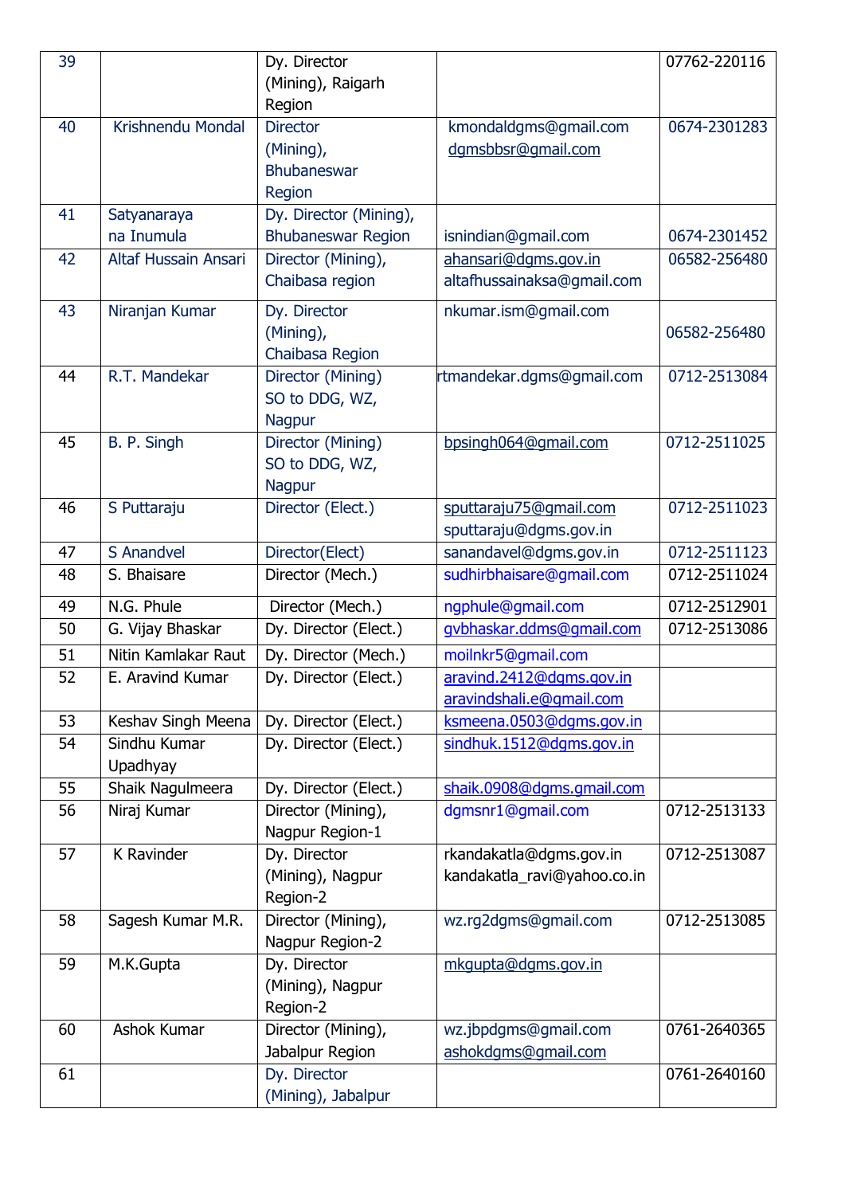| 39 | | Dy. Director (Mining), Raigarh Region | | 07762-220116 |
|---|---|---|---|---|
| 40 | Krishnendu Mondal | Director (Mining), Bhubaneswar Region | kmondaldgms@gmail.com dgmsbbsr@gmail.com | 0674-2301283 |
| 41 | Satyanarayana Inumula | Dy. Director (Mining), Bhubaneswar Region | isnindian@gmail.com | 0674-2301452 |
| 42 | Altaf Hussain Ansari | Director (Mining), Chaibasa region | ahansari@dgms.gov.in altafhussainaksa@gmail.com | 06582-256480 |
| 43 | Niranjan Kumar | Dy. Director (Mining), Chaibasa Region | nkumar.ism@gmail.com | 06582-256480 |
| 44 | R.T. Mandekar | Director (Mining) SO to DDG, WZ, Nagpur | rtmandekar.dgms@gmail.com | 0712-2513084 |
| 45 | B. P. Singh | Director (Mining) SO to DDG, WZ, Nagpur | bpsingh064@gmail.com | 0712-2511025 |
| 46 | S Puttaraju | Director (Elect.) | sputtaraju75@gmail.com sputtaraju@dgms.gov.in | 0712-2511023 |
| 47 | S Anandvel | Director(Elect) | sanandavel@dgms.gov.in | 0712-2511123 |
| 48 | S. Bhaisare | Director (Mech.) | sudhirbhaisare@gmail.com | 0712-2511024 |
| 49 | N.G. Phule | Director (Mech.) | ngphule@gmail.com | 0712-2512901 |
| 50 | G. Vijay Bhaskar | Dy. Director (Elect.) | gvbhaskar.ddms@gmail.com | 0712-2513086 |
| 51 | Nitin Kamlakar Raut | Dy. Director (Mech.) | moilnkr5@gmail.com | |
| 52 | E. Aravind Kumar | Dy. Director (Elect.) | aravind.2412@dgms.gov.in aravindshali.e@gmail.com | |
| 53 | Keshav Singh Meena | Dy. Director (Elect.) | ksmeena.0503@dgms.gov.in | |
| 54 | Sindhu Kumar Upadhyay | Dy. Director (Elect.) | sindhuk.1512@dgms.gov.in | |
| 55 | Shaik Nagulmeera | Dy. Director (Elect.) | shaik.0908@dgms.gmail.com | |
| 56 | Niraj Kumar | Director (Mining), Nagpur Region-1 | dgmsnr1@gmail.com | 0712-2513133 |
| 57 | K Ravinder | Dy. Director (Mining), Nagpur Region-2 | rkandakatla@dgms.gov.in kandakatla_ravi@yahoo.co.in | 0712-2513087 |
| 58 | Sagesh Kumar M.R. | Director (Mining), Nagpur Region-2 | wz.rg2dgms@gmail.com | 0712-2513085 |
| 59 | M.K.Gupta | Dy. Director (Mining), Nagpur Region-2 | mkgupta@dgms.gov.in | |
| 60 | Ashok Kumar | Director (Mining), Jabalpur Region | wz.jbpdgms@gmail.com ashokdgms@gmail.com | 0761-2640365 |
| 61 | | Dy. Director (Mining), Jabalpur | | 0761-2640160 |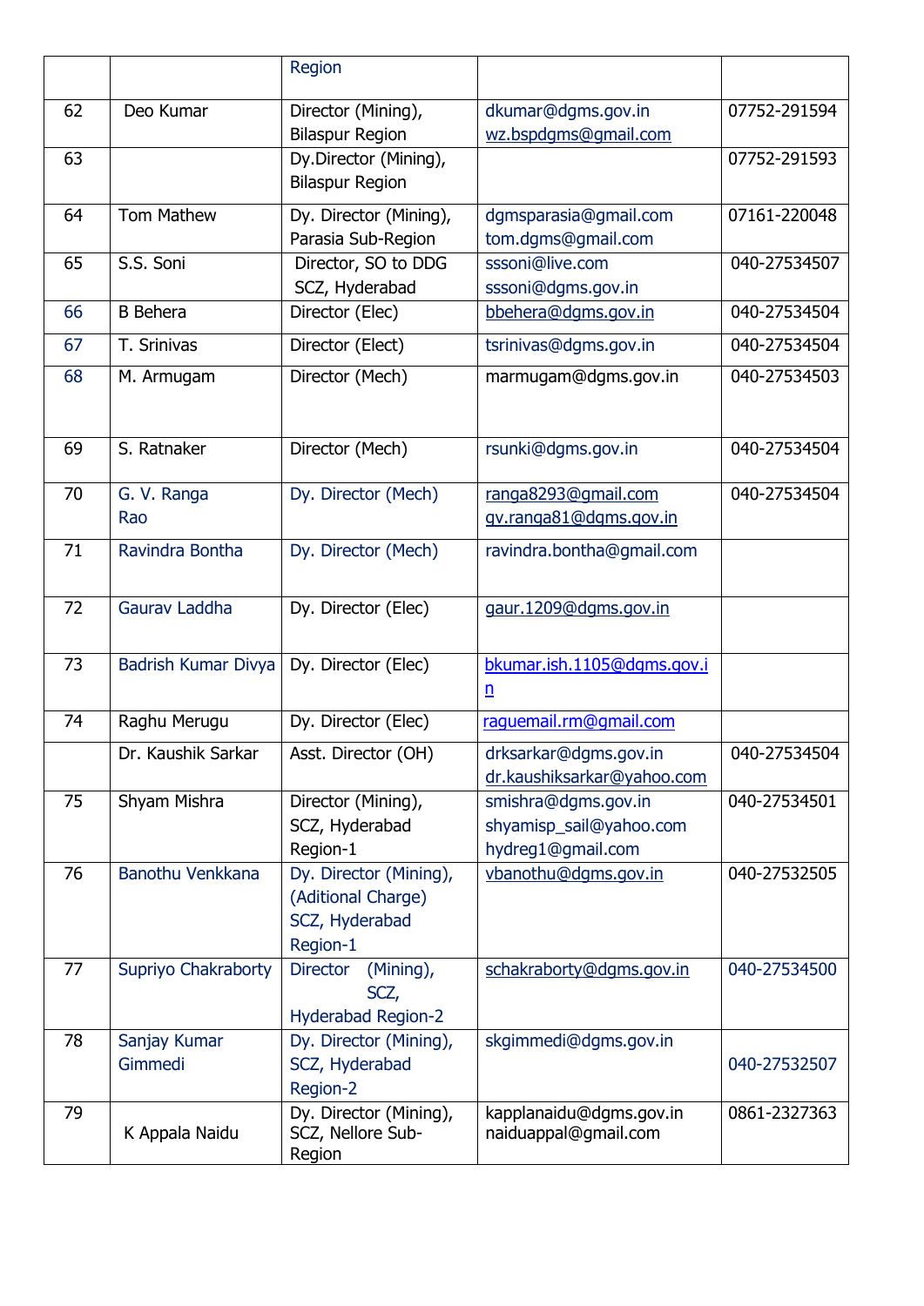| | | Region | | |
|---|---|---|---|---|
| 62 | Deo Kumar | Director (Mining), Bilaspur Region | dkumar@dgms.gov.in wz.bspdgms@gmail.com | 07752-291594 |
| 63 | | Dy.Director (Mining), Bilaspur Region | | 07752-291593 |
| 64 | Tom Mathew | Dy. Director (Mining), Parasia Sub-Region | dgmsparasia@gmail.com tom.dgms@gmail.com | 07161-220048 |
| 65 | S.S. Soni | Director, SO to DDG SCZ, Hyderabad | sssoni@live.com sssoni@dgms.gov.in | 040-27534507 |
| 66 | B Behera | Director (Elec) | bbehera@dgms.gov.in | 040-27534504 |
| 67 | T. Srinivas | Director (Elect) | tsrinivas@dgms.gov.in | 040-27534504 |
| 68 | M. Armugam | Director (Mech) | marmugam@dgms.gov.in | 040-27534503 |
| 69 | S. Ratnaker | Director (Mech) | rsunki@dgms.gov.in | 040-27534504 |
| 70 | G. V. Ranga Rao | Dy. Director (Mech) | ranga8293@gmail.com gv.ranga81@dgms.gov.in | 040-27534504 |
| 71 | Ravindra Bontha | Dy. Director (Mech) | ravindra.bontha@gmail.com | |
| 72 | Gaurav Laddha | Dy. Director (Elec) | gaur.1209@dgms.gov.in | |
| 73 | Badrish Kumar Divya | Dy. Director (Elec) | bkumar.ish.1105@dgms.gov.in | |
| 74 | Raghu Merugu | Dy. Director (Elec) | raguemail.rm@gmail.com | |
| | Dr. Kaushik Sarkar | Asst. Director (OH) | drksarkar@dgms.gov.in dr.kaushiksarkar@yahoo.com | 040-27534504 |
| 75 | Shyam Mishra | Director (Mining), SCZ, Hyderabad Region-1 | smishra@dgms.gov.in shyamisp_sail@yahoo.com hydreg1@gmail.com | 040-27534501 |
| 76 | Banothu Venkkana | Dy. Director (Mining), (Aditional Charge) SCZ, Hyderabad Region-1 | vbanothu@dgms.gov.in | 040-27532505 |
| 77 | Supriyo Chakraborty | Director (Mining), SCZ, Hyderabad Region-2 | schakraborty@dgms.gov.in | 040-27534500 |
| 78 | Sanjay Kumar Gimmedi | Dy. Director (Mining), SCZ, Hyderabad Region-2 | skgimmedi@dgms.gov.in | 040-27532507 |
| 79 | K Appala Naidu | Dy. Director (Mining), SCZ, Nellore Sub-Region | kapplanaidu@dgms.gov.in naiduappal@gmail.com | 0861-2327363 |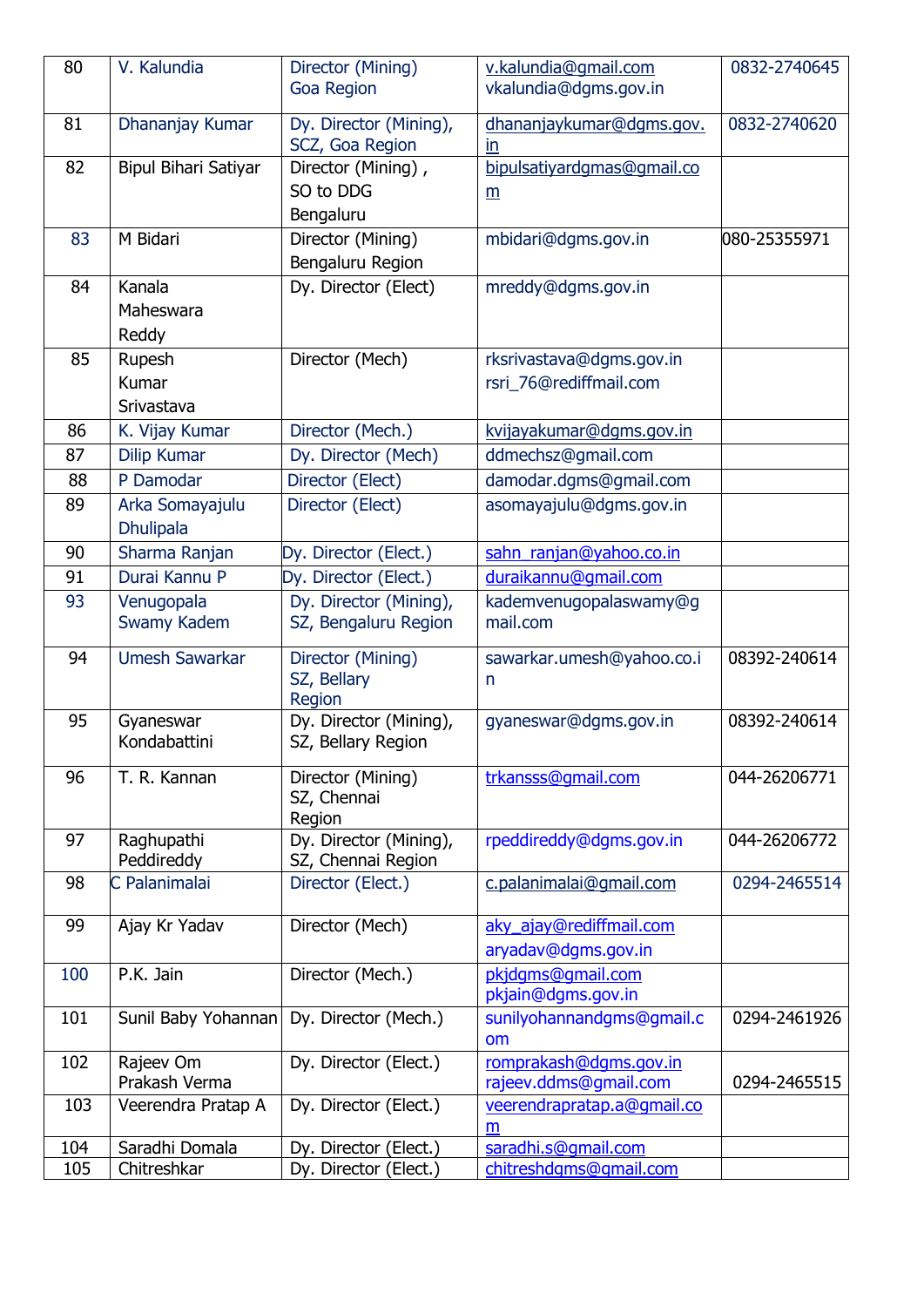| 80 | V. Kalundia | Director (Mining) Goa Region | v.kalundia@gmail.com vkalundia@dgms.gov.in | 0832-2740645 |
|---|---|---|---|---|
| 81 | Dhananjay Kumar | Dy. Director (Mining), SCZ, Goa Region | dhananjaykumar@dgms.gov.in | 0832-2740620 |
| 82 | Bipul Bihari Satiyar | Director (Mining) , SO to DDG Bengaluru | bipulsatiyardgmas@gmail.com | |
| 83 | M Bidari | Director (Mining) Bengaluru Region | mbidari@dgms.gov.in | 080-25355971 |
| 84 | Kanala Maheswara Reddy | Dy. Director (Elect) | mreddy@dgms.gov.in | |
| 85 | Rupesh Kumar Srivastava | Director (Mech) | rksrivastava@dgms.gov.in rsri_76@rediffmail.com | |
| 86 | K. Vijay Kumar | Director (Mech.) | kvijayakumar@dgms.gov.in | |
| 87 | Dilip Kumar | Dy. Director (Mech) | ddmechsz@gmail.com | |
| 88 | P Damodar | Director (Elect) | damodar.dgms@gmail.com | |
| 89 | Arka Somayajulu Dhulipala | Director (Elect) | asomayajulu@dgms.gov.in | |
| 90 | Sharma Ranjan | Dy. Director (Elect.) | sahn_ranjan@yahoo.co.in | |
| 91 | Durai Kannu P | Dy. Director (Elect.) | duraikannu@gmail.com | |
| 93 | Venugopala Swamy Kadem | Dy. Director (Mining), SZ, Bengaluru Region | kademvenugopalaswamy@gmail.com | |
| 94 | Umesh Sawarkar | Director (Mining) SZ, Bellary Region | sawarkar.umesh@yahoo.co.in | 08392-240614 |
| 95 | Gyaneswar Kondabattini | Dy. Director (Mining), SZ, Bellary Region | gyaneswar@dgms.gov.in | 08392-240614 |
| 96 | T. R. Kannan | Director (Mining) SZ, Chennai Region | trkansss@gmail.com | 044-26206771 |
| 97 | Raghupathi Peddireddy | Dy. Director (Mining), SZ, Chennai Region | rpeddireddy@dgms.gov.in | 044-26206772 |
| 98 | C Palanimalai | Director (Elect.) | c.palanimalai@gmail.com | 0294-2465514 |
| 99 | Ajay Kr Yadav | Director (Mech) | aky_ajay@rediffmail.com aryadav@dgms.gov.in | |
| 100 | P.K. Jain | Director (Mech.) | pkjdgms@gmail.com pkjain@dgms.gov.in | |
| 101 | Sunil Baby Yohannan | Dy. Director (Mech.) | sunilyohannandgms@gmail.com | 0294-2461926 |
| 102 | Rajeev Om Prakash Verma | Dy. Director (Elect.) | romprakash@dgms.gov.in rajeev.ddms@gmail.com | 0294-2465515 |
| 103 | Veerendra Pratap A | Dy. Director (Elect.) | veerendrapratap.a@gmail.com | |
| 104 | Saradhi Domala | Dy. Director (Elect.) | saradhi.s@gmail.com | |
| 105 | Chitreshkar | Dy. Director (Elect.) | chitreshdgms@gmail.com | |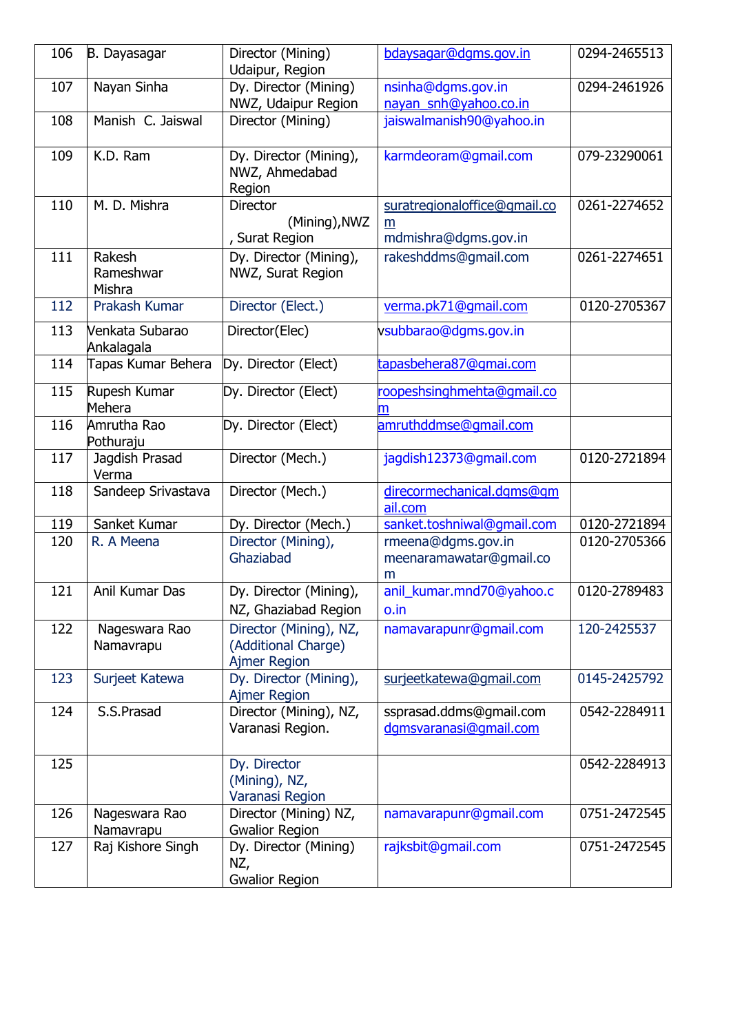| 106 | B. Dayasagar | Director (Mining) Udaipur, Region | bdaysagar@dgms.gov.in | 0294-2465513 |
|---|---|---|---|---|
| 107 | Nayan Sinha | Dy. Director (Mining) NWZ, Udaipur Region | nsinha@dgms.gov.in nayan_snh@yahoo.co.in | 0294-2461926 |
| 108 | Manish C. Jaiswal | Director (Mining) | jaiswalmanish90@yahoo.in | |
| 109 | K.D. Ram | Dy. Director (Mining), NWZ, Ahmedabad Region | karmdeoram@gmail.com | 079-23290061 |
| 110 | M. D. Mishra | Director (Mining),NWZ , Surat Region | suratregionaloffice@gmail.com mdmishra@dgms.gov.in | 0261-2274652 |
| 111 | Rakesh Rameshwar Mishra | Dy. Director (Mining), NWZ, Surat Region | rakeshddms@gmail.com | 0261-2274651 |
| 112 | Prakash Kumar | Director (Elect.) | verma.pk71@gmail.com | 0120-2705367 |
| 113 | Venkata Subarao Ankalagala | Director(Elec) | vsubbarao@dgms.gov.in | |
| 114 | Tapas Kumar Behera | Dy. Director (Elect) | tapasbehera87@gmai.com | |
| 115 | Rupesh Kumar Mehera | Dy. Director (Elect) | roopeshsinghmehta@gmail.com | |
| 116 | Amrutha Rao Pothuraju | Dy. Director (Elect) | amruthddmse@gmail.com | |
| 117 | Jagdish Prasad Verma | Director (Mech.) | jagdish12373@gmail.com | 0120-2721894 |
| 118 | Sandeep Srivastava | Director (Mech.) | direcormechanical.dgms@gmail.com | |
| 119 | Sanket Kumar | Dy. Director (Mech.) | sanket.toshniwal@gmail.com | 0120-2721894 |
| 120 | R. A Meena | Director (Mining), Ghaziabad | rmeena@dgms.gov.in meenaramawatar@gmail.com | 0120-2705366 |
| 121 | Anil Kumar Das | Dy. Director (Mining), NZ, Ghaziabad Region | anil_kumar.mnd70@yahoo.co.in | 0120-2789483 |
| 122 | Nageswara Rao Namavrapu | Director (Mining), NZ, (Additional Charge) Ajmer Region | namavarapunr@gmail.com | 120-2425537 |
| 123 | Surjeet Katewa | Dy. Director (Mining), Ajmer Region | surjeetkatewa@gmail.com | 0145-2425792 |
| 124 | S.S.Prasad | Director (Mining), NZ, Varanasi Region. | ssprasad.ddms@gmail.com dgmsvaranasi@gmail.com | 0542-2284911 |
| 125 | | Dy. Director (Mining), NZ, Varanasi Region | | 0542-2284913 |
| 126 | Nageswara Rao Namavrapu | Director (Mining) NZ, Gwalior Region | namavarapunr@gmail.com | 0751-2472545 |
| 127 | Raj Kishore Singh | Dy. Director (Mining) NZ, Gwalior Region | rajksbit@gmail.com | 0751-2472545 |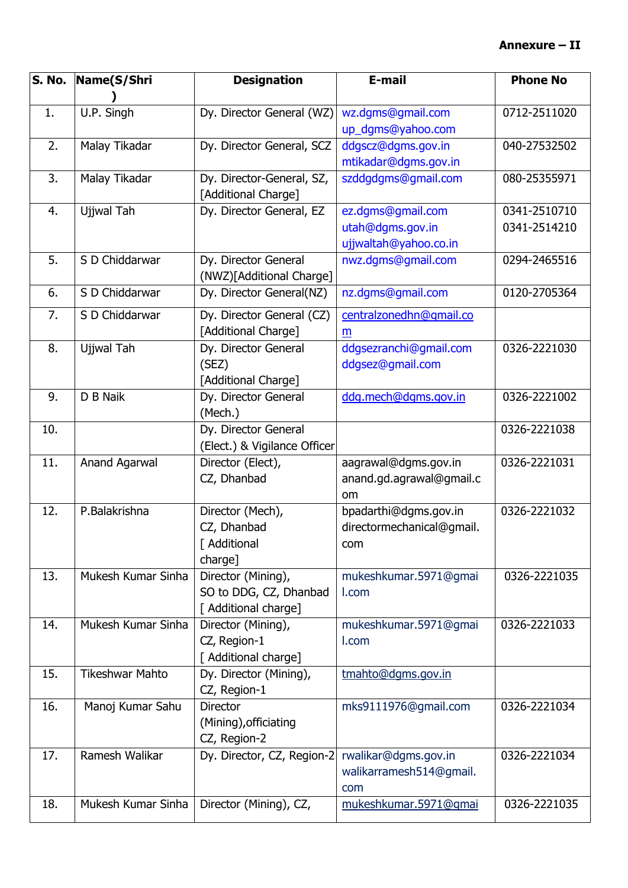**Annexure – II**

| S. No. | Name(S/Shri ) | Designation | E-mail | Phone No |
|---|---|---|---|---|
| 1. | U.P. Singh | Dy. Director General (WZ) | wz.dgms@gmail.com up_dgms@yahoo.com | 0712-2511020 |
| 2. | Malay Tikadar | Dy. Director General, SCZ | ddgscz@dgms.gov.in mtikadar@dgms.gov.in | 040-27532502 |
| 3. | Malay Tikadar | Dy. Director-General, SZ, [Additional Charge] | szddgdgms@gmail.com | 080-25355971 |
| 4. | Ujjwal Tah | Dy. Director General, EZ | ez.dgms@gmail.com utah@dgms.gov.in ujjwaltah@yahoo.co.in | 0341-2510710 0341-2514210 |
| 5. | S D Chiddarwar | Dy. Director General (NWZ)[Additional Charge] | nwz.dgms@gmail.com | 0294-2465516 |
| 6. | S D Chiddarwar | Dy. Director General(NZ) | nz.dgms@gmail.com | 0120-2705364 |
| 7. | S D Chiddarwar | Dy. Director General (CZ) [Additional Charge] | centralzonedhn@gmail.com | |
| 8. | Ujjwal Tah | Dy. Director General (SEZ) [Additional Charge] | ddgsezranchi@gmail.com ddgsez@gmail.com | 0326-2221030 |
| 9. | D B Naik | Dy. Director General (Mech.) | ddg.mech@dgms.gov.in | 0326-2221002 |
| 10. | | Dy. Director General (Elect.) & Vigilance Officer | | 0326-2221038 |
| 11. | Anand Agarwal | Director (Elect), CZ, Dhanbad | aagrawal@dgms.gov.in anand.gd.agrawal@gmail.com | 0326-2221031 |
| 12. | P.Balakrishna | Director (Mech), CZ, Dhanbad [ Additional charge] | bpadarthi@dgms.gov.in directormechanical@gmail.com | 0326-2221032 |
| 13. | Mukesh Kumar Sinha | Director (Mining), SO to DDG, CZ, Dhanbad [ Additional charge] | mukeshkumar.5971@gmail.com | 0326-2221035 |
| 14. | Mukesh Kumar Sinha | Director (Mining), CZ, Region-1 [ Additional charge] | mukeshkumar.5971@gmail.com | 0326-2221033 |
| 15. | Tikeshwar Mahto | Dy. Director (Mining), CZ, Region-1 | tmahto@dgms.gov.in | |
| 16. | Manoj Kumar Sahu | Director (Mining),officiating CZ, Region-2 | mks9111976@gmail.com | 0326-2221034 |
| 17. | Ramesh Walikar | Dy. Director, CZ, Region-2 | rwalikar@dgms.gov.in walikarramesh514@gmail.com | 0326-2221034 |
| 18. | Mukesh Kumar Sinha | Director (Mining), CZ, | mukeshkumar.5971@gmai | 0326-2221035 |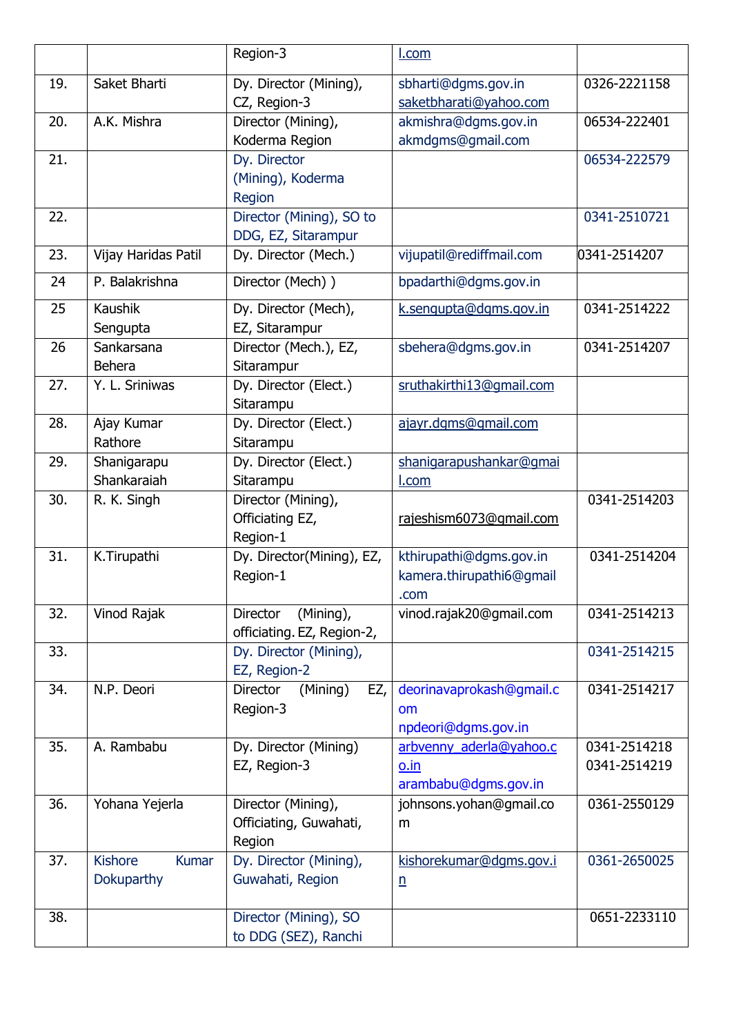|  |  | Region-3 | l.com |  |
|---|---|---|---|---|
| 19. | Saket Bharti | Dy. Director (Mining), CZ, Region-3 | sbharti@dgms.gov.in saketbharati@yahoo.com | 0326-2221158 |
| 20. | A.K. Mishra | Director (Mining), Koderma Region | akmishra@dgms.gov.in akmdgms@gmail.com | 06534-222401 |
| 21. |  | Dy. Director (Mining), Koderma Region |  | 06534-222579 |
| 22. |  | Director (Mining), SO to DDG, EZ, Sitarampur |  | 0341-2510721 |
| 23. | Vijay Haridas Patil | Dy. Director (Mech.) | vijupatil@rediffmail.com | 0341-2514207 |
| 24 | P. Balakrishna | Director (Mech) ) | bpadarthi@dgms.gov.in |  |
| 25 | Kaushik Sengupta | Dy. Director (Mech), EZ, Sitarampur | k.sengupta@dgms.gov.in | 0341-2514222 |
| 26 | Sankarsana Behera | Director (Mech.), EZ, Sitarampur | sbehera@dgms.gov.in | 0341-2514207 |
| 27. | Y. L. Sriniwas | Dy. Director (Elect.) Sitarampu | sruthakirthi13@gmail.com |  |
| 28. | Ajay Kumar Rathore | Dy. Director (Elect.) Sitarampu | ajayr.dgms@gmail.com |  |
| 29. | Shanigarapu Shankaraiah | Dy. Director (Elect.) Sitarampu | shanigarapushankar@gmail.com |  |
| 30. | R. K. Singh | Director (Mining), Officiating EZ, Region-1 | rajeshism6073@gmail.com | 0341-2514203 |
| 31. | K.Tirupathi | Dy. Director(Mining), EZ, Region-1 | kthirupathi@dgms.gov.in kamera.thirupathi6@gmail.com | 0341-2514204 |
| 32. | Vinod Rajak | Director (Mining), officiating. EZ, Region-2, | vinod.rajak20@gmail.com | 0341-2514213 |
| 33. |  | Dy. Director (Mining), EZ, Region-2 |  | 0341-2514215 |
| 34. | N.P. Deori | Director (Mining) EZ, Region-3 | deorinavaprokash@gmail.com npdeori@dgms.gov.in | 0341-2514217 |
| 35. | A. Rambabu | Dy. Director (Mining) EZ, Region-3 | arbvenny_aderla@yahoo.co.in arambabu@dgms.gov.in | 0341-2514218 0341-2514219 |
| 36. | Yohana Yejerla | Director (Mining), Officiating, Guwahati, Region | johnsons.yohan@gmail.com | 0361-2550129 |
| 37. | Kishore Kumar Dokuparthy | Dy. Director (Mining), Guwahati, Region | kishorekumar@dgms.gov.in | 0361-2650025 |
| 38. |  | Director (Mining), SO to DDG (SEZ), Ranchi |  | 0651-2233110 |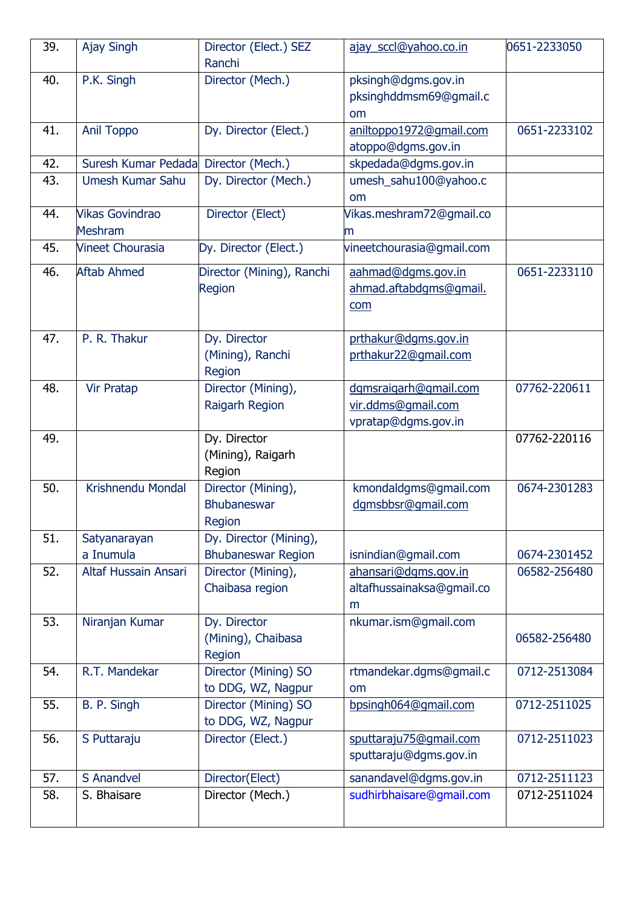| 39. | Ajay Singh | Director (Elect.) SEZ Ranchi | ajay_sccl@yahoo.co.in | 0651-2233050 |
|---|---|---|---|---|
| 40. | P.K. Singh | Director (Mech.) | pksingh@dgms.gov.in pksinghddmsm69@gmail.com | |
| 41. | Anil Toppo | Dy. Director (Elect.) | aniltoppo1972@gmail.com atoppo@dgms.gov.in | 0651-2233102 |
| 42. | Suresh Kumar Pedada | Director (Mech.) | skpedada@dgms.gov.in | |
| 43. | Umesh Kumar Sahu | Dy. Director (Mech.) | umesh_sahu100@yahoo.com | |
| 44. | Vikas Govindrao Meshram | Director (Elect) | Vikas.meshram72@gmail.com | |
| 45. | Vineet Chourasia | Dy. Director (Elect.) | vineetchourasia@gmail.com | |
| 46. | Aftab Ahmed | Director (Mining), Ranchi Region | aahmad@dgms.gov.in ahmad.aftabdgms@gmail.com | 0651-2233110 |
| 47. | P. R. Thakur | Dy. Director (Mining), Ranchi Region | prthakur@dgms.gov.in prthakur22@gmail.com | |
| 48. | Vir Pratap | Director (Mining), Raigarh Region | dgmsraigarh@gmail.com vir.ddms@gmail.com vpratap@dgms.gov.in | 07762-220611 |
| 49. | | Dy. Director (Mining), Raigarh Region | | 07762-220116 |
| 50. | Krishnendu Mondal | Director (Mining), Bhubaneswar Region | kmondaldgms@gmail.com dgmsbbsr@gmail.com | 0674-2301283 |
| 51. | Satyanarayana Inumula | Dy. Director (Mining), Bhubaneswar Region | isnindian@gmail.com | 0674-2301452 |
| 52. | Altaf Hussain Ansari | Director (Mining), Chaibasa region | ahansari@dgms.gov.in altafhussainaksa@gmail.com | 06582-256480 |
| 53. | Niranjan Kumar | Dy. Director (Mining), Chaibasa Region | nkumar.ism@gmail.com | 06582-256480 |
| 54. | R.T. Mandekar | Director (Mining) SO to DDG, WZ, Nagpur | rtmandekar.dgms@gmail.com | 0712-2513084 |
| 55. | B. P. Singh | Director (Mining) SO to DDG, WZ, Nagpur | bpsingh064@gmail.com | 0712-2511025 |
| 56. | S Puttaraju | Director (Elect.) | sputtaraju75@gmail.com sputtaraju@dgms.gov.in | 0712-2511023 |
| 57. | S Anandvel | Director(Elect) | sanandavel@dgms.gov.in | 0712-2511123 |
| 58. | S. Bhaisare | Director (Mech.) | sudhirbhaisare@gmail.com | 0712-2511024 |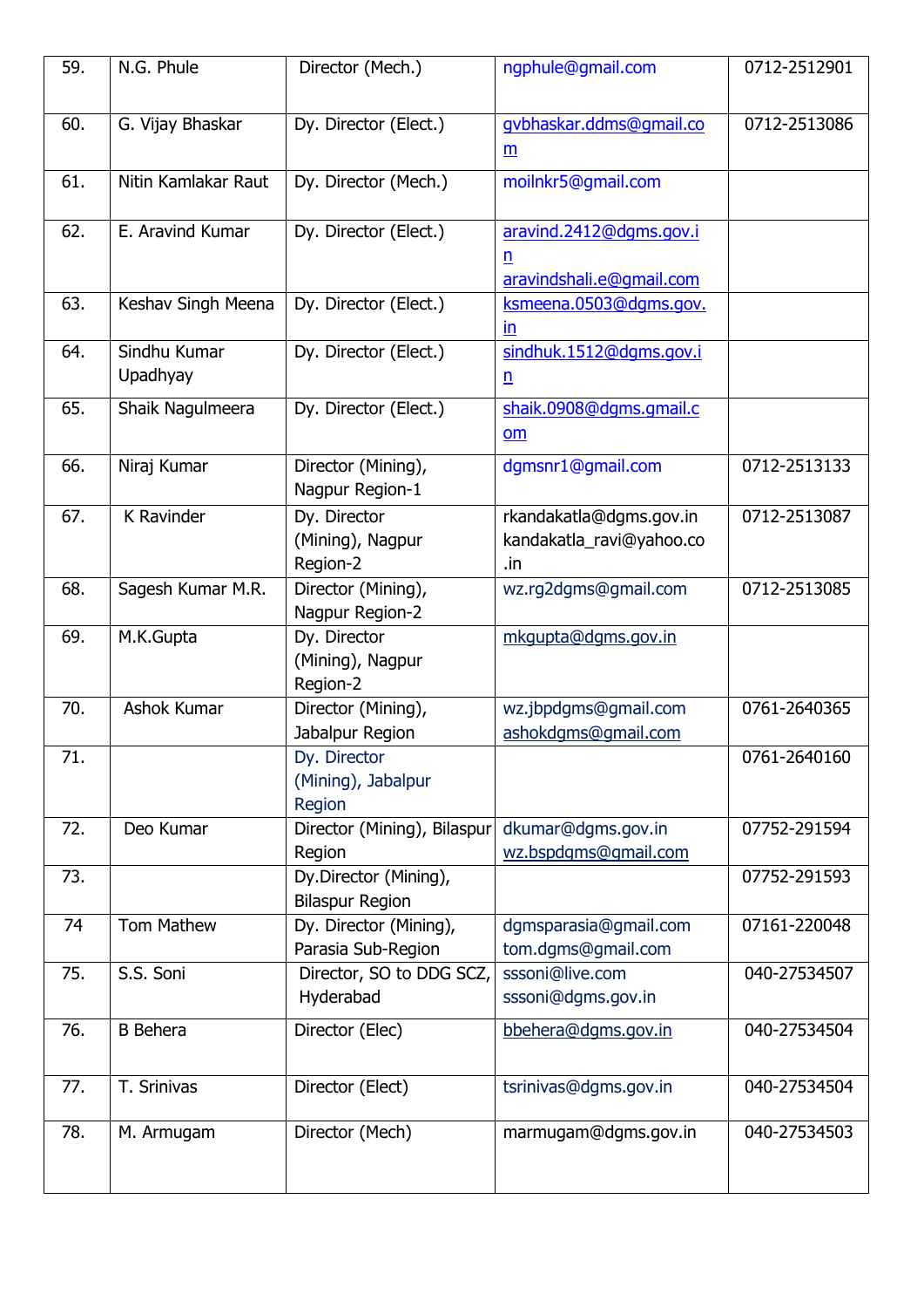| 59. | N.G. Phule | Director (Mech.) | ngphule@gmail.com | 0712-2512901 |
|---|---|---|---|---|
| 60. | G. Vijay Bhaskar | Dy. Director (Elect.) | gvbhaskar.ddms@gmail.com | 0712-2513086 |
| 61. | Nitin Kamlakar Raut | Dy. Director (Mech.) | moilnkr5@gmail.com | |
| 62. | E. Aravind Kumar | Dy. Director (Elect.) | aravind.2412@dgms.gov.in aravindshali.e@gmail.com | |
| 63. | Keshav Singh Meena | Dy. Director (Elect.) | ksmeena.0503@dgms.gov.in | |
| 64. | Sindhu Kumar Upadhyay | Dy. Director (Elect.) | sindhuk.1512@dgms.gov.in | |
| 65. | Shaik Nagulmeera | Dy. Director (Elect.) | shaik.0908@dgms.gmail.com | |
| 66. | Niraj Kumar | Director (Mining), Nagpur Region-1 | dgmsnr1@gmail.com | 0712-2513133 |
| 67. | K Ravinder | Dy. Director (Mining), Nagpur Region-2 | rkandakatla@dgms.gov.in kandakatla_ravi@yahoo.co.in | 0712-2513087 |
| 68. | Sagesh Kumar M.R. | Director (Mining), Nagpur Region-2 | wz.rg2dgms@gmail.com | 0712-2513085 |
| 69. | M.K.Gupta | Dy. Director (Mining), Nagpur Region-2 | mkgupta@dgms.gov.in | |
| 70. | Ashok Kumar | Director (Mining), Jabalpur Region | wz.jbpdgms@gmail.com ashokdgms@gmail.com | 0761-2640365 |
| 71. | | Dy. Director (Mining), Jabalpur Region | | 0761-2640160 |
| 72. | Deo Kumar | Director (Mining), Bilaspur Region | dkumar@dgms.gov.in wz.bspdgms@gmail.com | 07752-291594 |
| 73. | | Dy.Director (Mining), Bilaspur Region | | 07752-291593 |
| 74 | Tom Mathew | Dy. Director (Mining), Parasia Sub-Region | dgmsparasia@gmail.com tom.dgms@gmail.com | 07161-220048 |
| 75. | S.S. Soni | Director, SO to DDG SCZ, Hyderabad | sssoni@live.com sssoni@dgms.gov.in | 040-27534507 |
| 76. | B Behera | Director (Elec) | bbehera@dgms.gov.in | 040-27534504 |
| 77. | T. Srinivas | Director (Elect) | tsrinivas@dgms.gov.in | 040-27534504 |
| 78. | M. Armugam | Director (Mech) | marmugam@dgms.gov.in | 040-27534503 |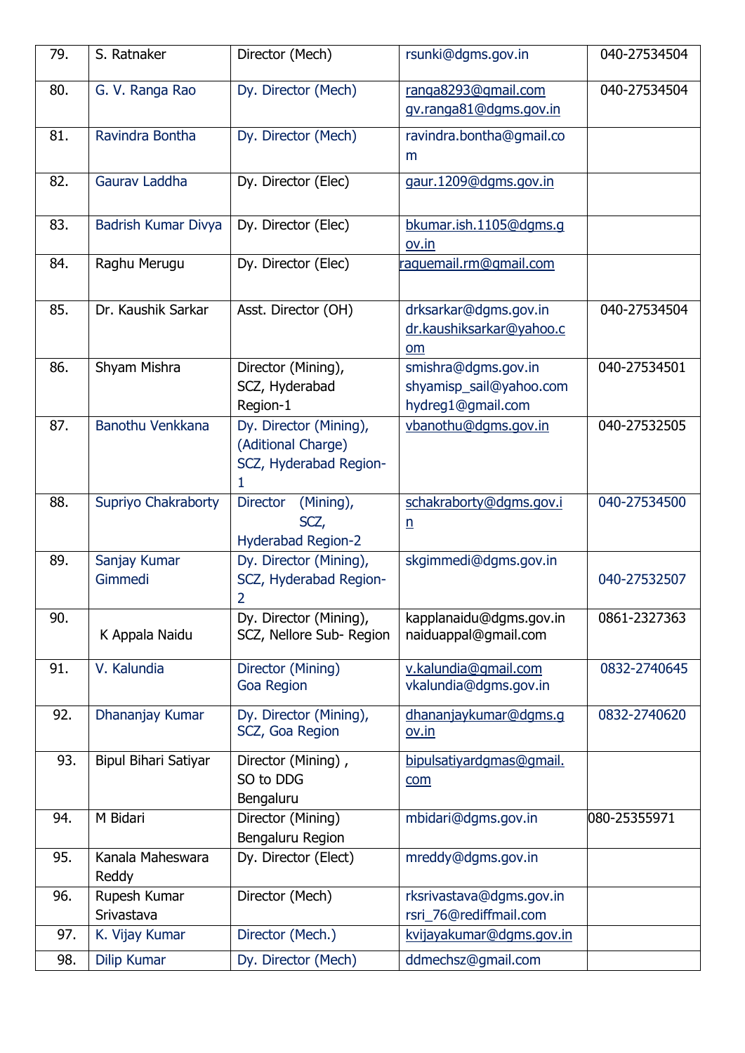| 79. | S. Ratnaker | Director (Mech) | rsunki@dgms.gov.in | 040-27534504 |
|---|---|---|---|---|
| 80. | G. V. Ranga Rao | Dy. Director (Mech) | ranga8293@gmail.com gv.ranga81@dgms.gov.in | 040-27534504 |
| 81. | Ravindra Bontha | Dy. Director (Mech) | ravindra.bontha@gmail.com | |
| 82. | Gaurav Laddha | Dy. Director (Elec) | gaur.1209@dgms.gov.in | |
| 83. | Badrish Kumar Divya | Dy. Director (Elec) | bkumar.ish.1105@dgms.gov.in | |
| 84. | Raghu Merugu | Dy. Director (Elec) | raguemail.rm@gmail.com | |
| 85. | Dr. Kaushik Sarkar | Asst. Director (OH) | drksarkar@dgms.gov.in dr.kaushiksarkar@yahoo.com | 040-27534504 |
| 86. | Shyam Mishra | Director (Mining), SCZ, Hyderabad Region-1 | smishra@dgms.gov.in shyamisp_sail@yahoo.com hydreg1@gmail.com | 040-27534501 |
| 87. | Banothu Venkkana | Dy. Director (Mining), (Aditional Charge) SCZ, Hyderabad Region-1 | vbanothu@dgms.gov.in | 040-27532505 |
| 88. | Supriyo Chakraborty | Director (Mining), SCZ, Hyderabad Region-2 | schakraborty@dgms.gov.in | 040-27534500 |
| 89. | Sanjay Kumar Gimmedi | Dy. Director (Mining), SCZ, Hyderabad Region-2 | skgimmedi@dgms.gov.in | 040-27532507 |
| 90. | K Appala Naidu | Dy. Director (Mining), SCZ, Nellore Sub- Region | kapplanaidu@dgms.gov.in naiduappal@gmail.com | 0861-2327363 |
| 91. | V. Kalundia | Director (Mining) Goa Region | v.kalundia@gmail.com vkalundia@dgms.gov.in | 0832-2740645 |
| 92. | Dhananjay Kumar | Dy. Director (Mining), SCZ, Goa Region | dhananjaykumar@dgms.gov.in | 0832-2740620 |
| 93. | Bipul Bihari Satiyar | Director (Mining) , SO to DDG Bengaluru | bipulsatiyardgmas@gmail.com | |
| 94. | M Bidari | Director (Mining) Bengaluru Region | mbidari@dgms.gov.in | 080-25355971 |
| 95. | Kanala Maheswara Reddy | Dy. Director (Elect) | mreddy@dgms.gov.in | |
| 96. | Rupesh Kumar Srivastava | Director (Mech) | rksrivastava@dgms.gov.in rsri_76@rediffmail.com | |
| 97. | K. Vijay Kumar | Director (Mech.) | kvijayakumar@dgms.gov.in | |
| 98. | Dilip Kumar | Dy. Director (Mech) | ddmechsz@gmail.com | |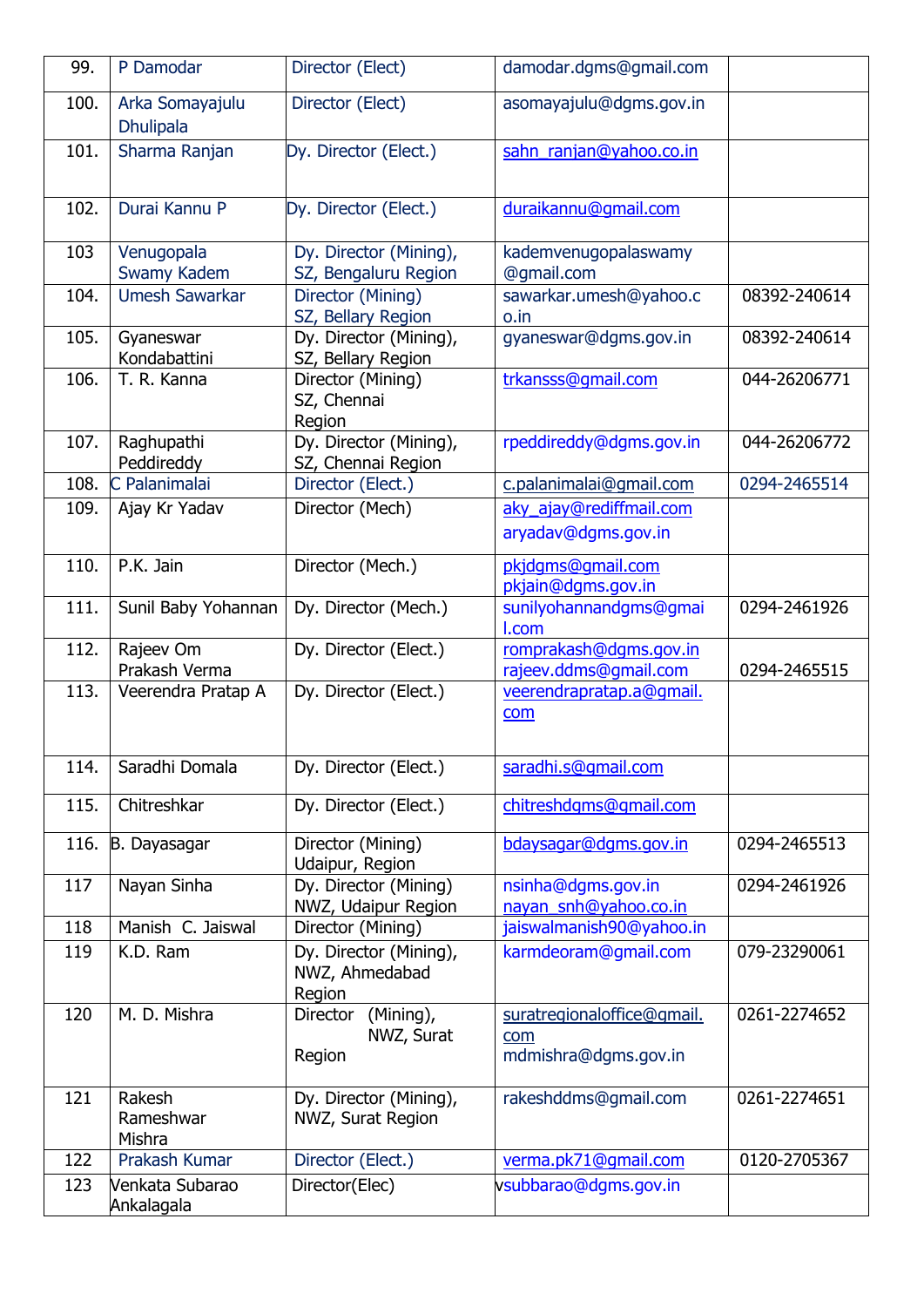| 99. | P Damodar | Director (Elect) | damodar.dgms@gmail.com | |
|---|---|---|---|---|
| 100. | Arka Somayajulu Dhulipala | Director (Elect) | asomayajulu@dgms.gov.in | |
| 101. | Sharma Ranjan | Dy. Director (Elect.) | sahn_ranjan@yahoo.co.in | |
| 102. | Durai Kannu P | Dy. Director (Elect.) | duraikannu@gmail.com | |
| 103 | Venugopala Swamy Kadem | Dy. Director (Mining), SZ, Bengaluru Region | kademvenugopalaswamy@gmail.com | |
| 104. | Umesh Sawarkar | Director (Mining) SZ, Bellary Region | sawarkar.umesh@yahoo.co.in | 08392-240614 |
| 105. | Gyaneswar Kondabattini | Dy. Director (Mining), SZ, Bellary Region | gyaneswar@dgms.gov.in | 08392-240614 |
| 106. | T. R. Kanna | Director (Mining) SZ, Chennai Region | trkansss@gmail.com | 044-26206771 |
| 107. | Raghupathi Peddireddy | Dy. Director (Mining), SZ, Chennai Region | rpeddireddy@dgms.gov.in | 044-26206772 |
| 108. | C Palanimalai | Director (Elect.) | c.palanimalai@gmail.com | 0294-2465514 |
| 109. | Ajay Kr Yadav | Director (Mech) | aky_ajay@rediffmail.com aryadav@dgms.gov.in | |
| 110. | P.K. Jain | Director (Mech.) | pkjdgms@gmail.com pkjain@dgms.gov.in | |
| 111. | Sunil Baby Yohannan | Dy. Director (Mech.) | sunilyohannandgms@gmail.com | 0294-2461926 |
| 112. | Rajeev Om Prakash Verma | Dy. Director (Elect.) | romprakash@dgms.gov.in rajeev.ddms@gmail.com | 0294-2465515 |
| 113. | Veerendra Pratap A | Dy. Director (Elect.) | veerendrapratap.a@gmail.com | |
| 114. | Saradhi Domala | Dy. Director (Elect.) | saradhi.s@gmail.com | |
| 115. | Chitreshkar | Dy. Director (Elect.) | chitreshdgms@gmail.com | |
| 116. | B. Dayasagar | Director (Mining) Udaipur, Region | bdaysagar@dgms.gov.in | 0294-2465513 |
| 117 | Nayan Sinha | Dy. Director (Mining) NWZ, Udaipur Region | nsinha@dgms.gov.in nayan_snh@yahoo.co.in | 0294-2461926 |
| 118 | Manish C. Jaiswal | Director (Mining) | jaiswalmanish90@yahoo.in | |
| 119 | K.D. Ram | Dy. Director (Mining), NWZ, Ahmedabad Region | karmdeoram@gmail.com | 079-23290061 |
| 120 | M. D. Mishra | Director (Mining), NWZ, Surat Region | suratregionaloffice@gmail.com mdmishra@dgms.gov.in | 0261-2274652 |
| 121 | Rakesh Rameshwar Mishra | Dy. Director (Mining), NWZ, Surat Region | rakeshddms@gmail.com | 0261-2274651 |
| 122 | Prakash Kumar | Director (Elect.) | verma.pk71@gmail.com | 0120-2705367 |
| 123 | Venkata Subarao Ankalagala | Director(Elec) | vsubbarao@dgms.gov.in | |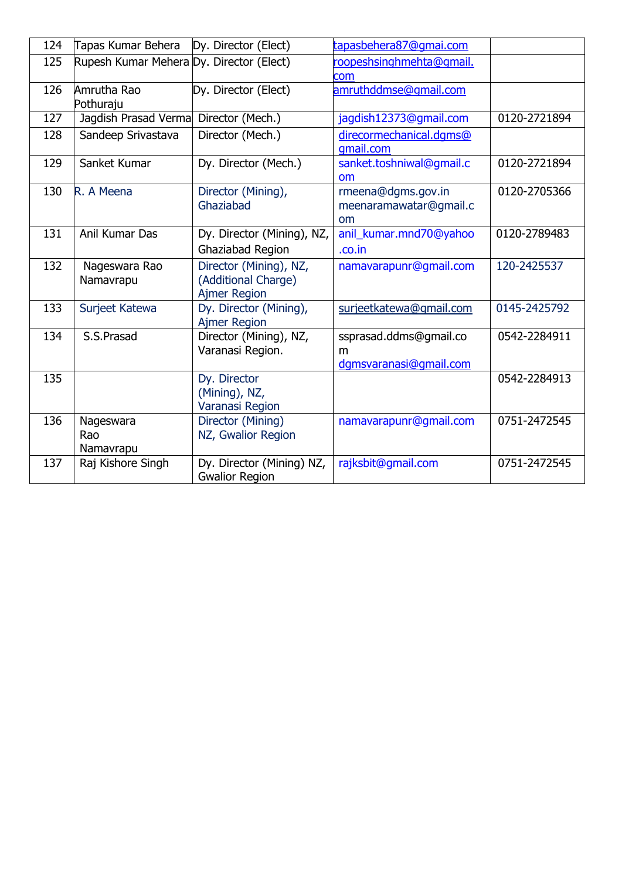| 124 | Tapas Kumar Behera | Dy. Director (Elect) | tapasbehera87@gmai.com | |
|---|---|---|---|---|
| 125 | Rupesh Kumar Mehera | Dy. Director (Elect) | roopeshsinghmehta@gmail.com | |
| 126 | Amrutha Rao Pothuraju | Dy. Director (Elect) | amruthddmse@gmail.com | |
| 127 | Jagdish Prasad Verma | Director (Mech.) | jagdish12373@gmail.com | 0120-2721894 |
| 128 | Sandeep Srivastava | Director (Mech.) | direcormechanical.dgms@gmail.com | |
| 129 | Sanket Kumar | Dy. Director (Mech.) | sanket.toshniwal@gmail.com | 0120-2721894 |
| 130 | R. A Meena | Director (Mining), Ghaziabad | rmeena@dgms.gov.in meenaramawatar@gmail.com | 0120-2705366 |
| 131 | Anil Kumar Das | Dy. Director (Mining), NZ, Ghaziabad Region | anil_kumar.mnd70@yahoo.co.in | 0120-2789483 |
| 132 | Nageswara Rao Namavrapu | Director (Mining), NZ, (Additional Charge) Ajmer Region | namavarapunr@gmail.com | 120-2425537 |
| 133 | Surjeet Katewa | Dy. Director (Mining), Ajmer Region | surjeetkatewa@gmail.com | 0145-2425792 |
| 134 | S.S.Prasad | Director (Mining), NZ, Varanasi Region. | ssprasad.ddms@gmail.com dgmsvaranasi@gmail.com | 0542-2284911 |
| 135 | | Dy. Director (Mining), NZ, Varanasi Region | | 0542-2284913 |
| 136 | Nageswara Rao Namavrapu | Director (Mining) NZ, Gwalior Region | namavarapunr@gmail.com | 0751-2472545 |
| 137 | Raj Kishore Singh | Dy. Director (Mining) NZ, Gwalior Region | rajksbit@gmail.com | 0751-2472545 |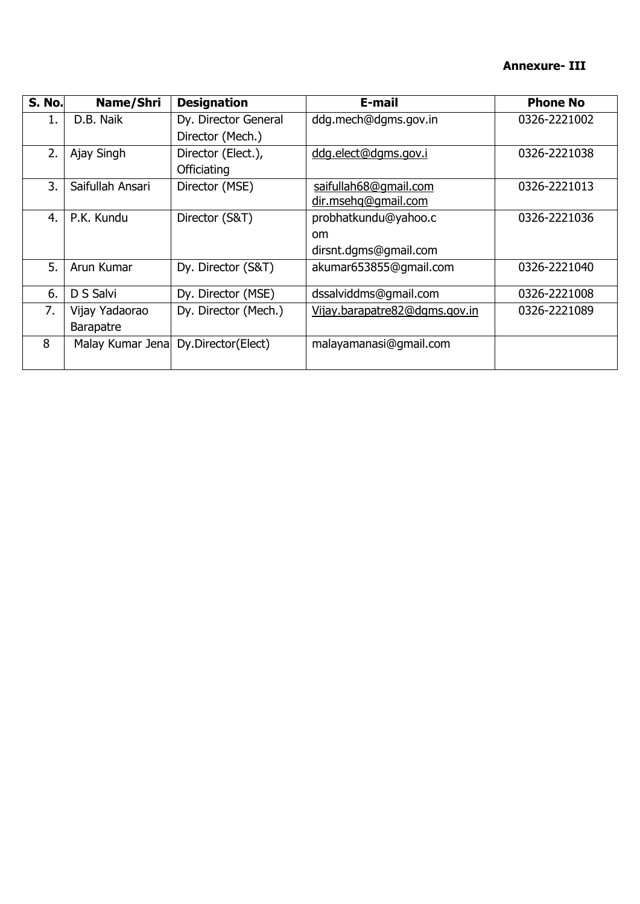**Annexure- III**

| S. No. | Name/Shri | Designation | E-mail | Phone No |
|---|---|---|---|---|
| 1. | D.B. Naik | Dy. Director General Director (Mech.) | ddg.mech@dgms.gov.in | 0326-2221002 |
| 2. | Ajay Singh | Director (Elect.), Officiating | ddg.elect@dgms.gov.i | 0326-2221038 |
| 3. | Saifullah Ansari | Director (MSE) | saifullah68@gmail.com dir.msehq@gmail.com | 0326-2221013 |
| 4. | P.K. Kundu | Director (S&T) | probhatkundu@yahoo.c om dirsnt.dgms@gmail.com | 0326-2221036 |
| 5. | Arun Kumar | Dy. Director (S&T) | akumar653855@gmail.com | 0326-2221040 |
| 6. | D S Salvi | Dy. Director (MSE) | dssalviddms@gmail.com | 0326-2221008 |
| 7. | Vijay Yadaorao Barapatre | Dy. Director (Mech.) | Vijay.barapatre82@dgms.gov.in | 0326-2221089 |
| 8 | Malay Kumar Jena | Dy.Director(Elect) | malayamanasi@gmail.com | |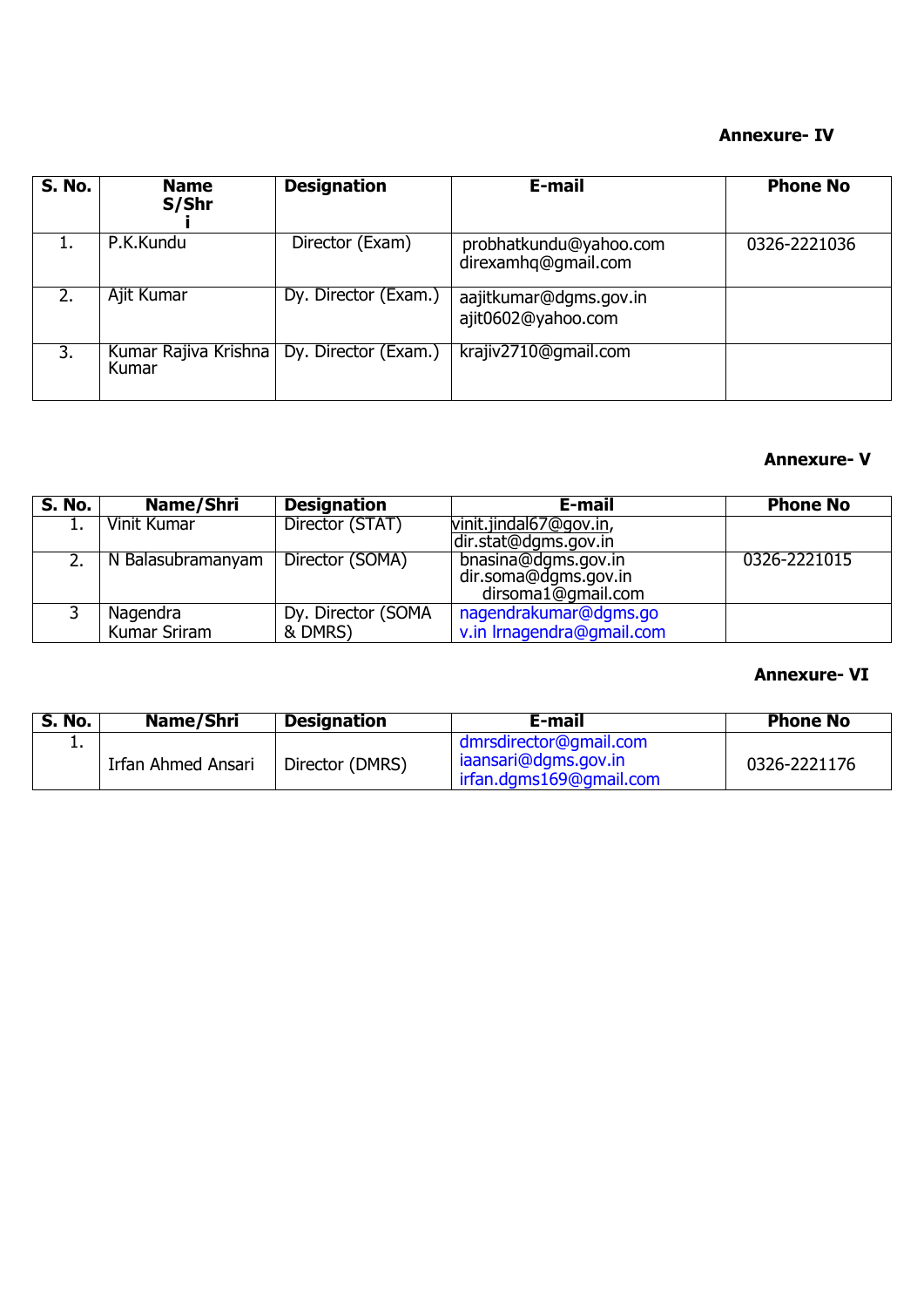**Annexure- IV**

| S. No. | Name S/Shri | Designation | E-mail | Phone No |
|---|---|---|---|---|
| 1. | P.K.Kundu | Director (Exam) | probhatkundu@yahoo.com direxamhq@gmail.com | 0326-2221036 |
| 2. | Ajit Kumar | Dy. Director (Exam.) | aajitkumar@dgms.gov.in ajit0602@yahoo.com | |
| 3. | Kumar Rajiva Krishna Kumar | Dy. Director (Exam.) | krajiv2710@gmail.com | |

**Annexure- V**

| S. No. | Name/Shri | Designation | E-mail | Phone No |
|---|---|---|---|---|
| 1. | Vinit Kumar | Director (STAT) | vinit.jindal67@gov.in, dir.stat@dgms.gov.in | |
| 2. | N Balasubramanyam | Director (SOMA) | bnasina@dgms.gov.in dir.soma@dgms.gov.in dirsoma1@gmail.com | 0326-2221015 |
| 3 | Nagendra Kumar Sriram | Dy. Director (SOMA & DMRS) | nagendrakumar@dgms.gov.in lrnagendra@gmail.com | |

**Annexure- VI**

| S. No. | Name/Shri | Designation | E-mail | Phone No |
|---|---|---|---|---|
| 1. | Irfan Ahmed Ansari | Director (DMRS) | dmrsdirector@gmail.com iaansari@dgms.gov.in irfan.dgms169@gmail.com | 0326-2221176 |